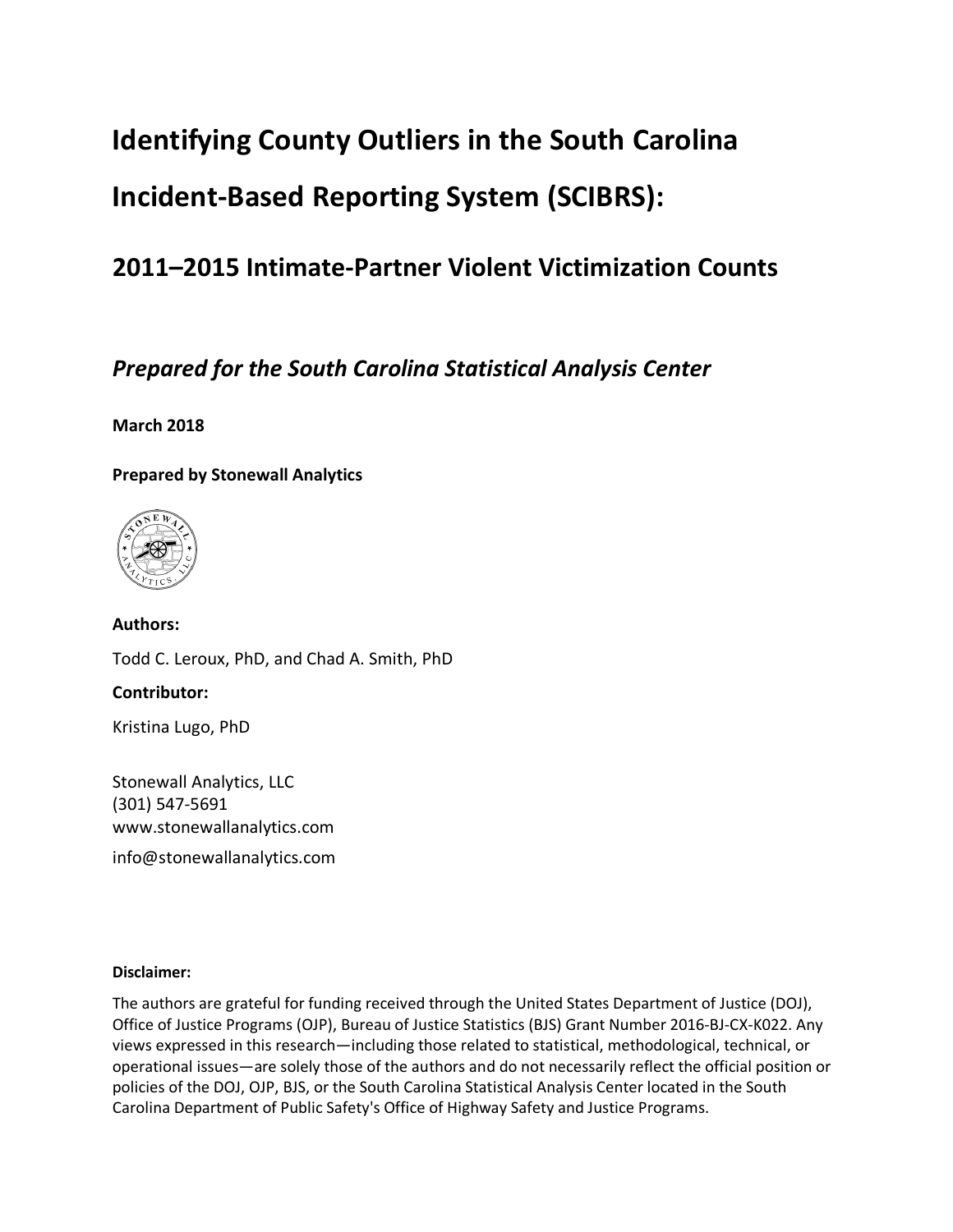# Identifying County Outliers in the South Carolina Incident-Based Reporting System (SCIBRS):

## 2011–2015 Intimate-Partner Violent Victimization Counts

### *Prepared for the South Carolina Statistical Analysis Center*

**March 2018**

**Prepared by Stonewall Analytics**

**Authors:**

Todd C. Leroux, PhD, and Chad A. Smith, PhD

**Contributor:**

Kristina Lugo, PhD

Stonewall Analytics, LLC
(301) 547-5691
www.stonewallanalytics.com

info@stonewallanalytics.com

**Disclaimer:**

The authors are grateful for funding received through the United States Department of Justice (DOJ), Office of Justice Programs (OJP), Bureau of Justice Statistics (BJS) Grant Number 2016-BJ-CX-K022. Any views expressed in this research—including those related to statistical, methodological, technical, or operational issues—are solely those of the authors and do not necessarily reflect the official position or policies of the DOJ, OJP, BJS, or the South Carolina Statistical Analysis Center located in the South Carolina Department of Public Safety's Office of Highway Safety and Justice Programs.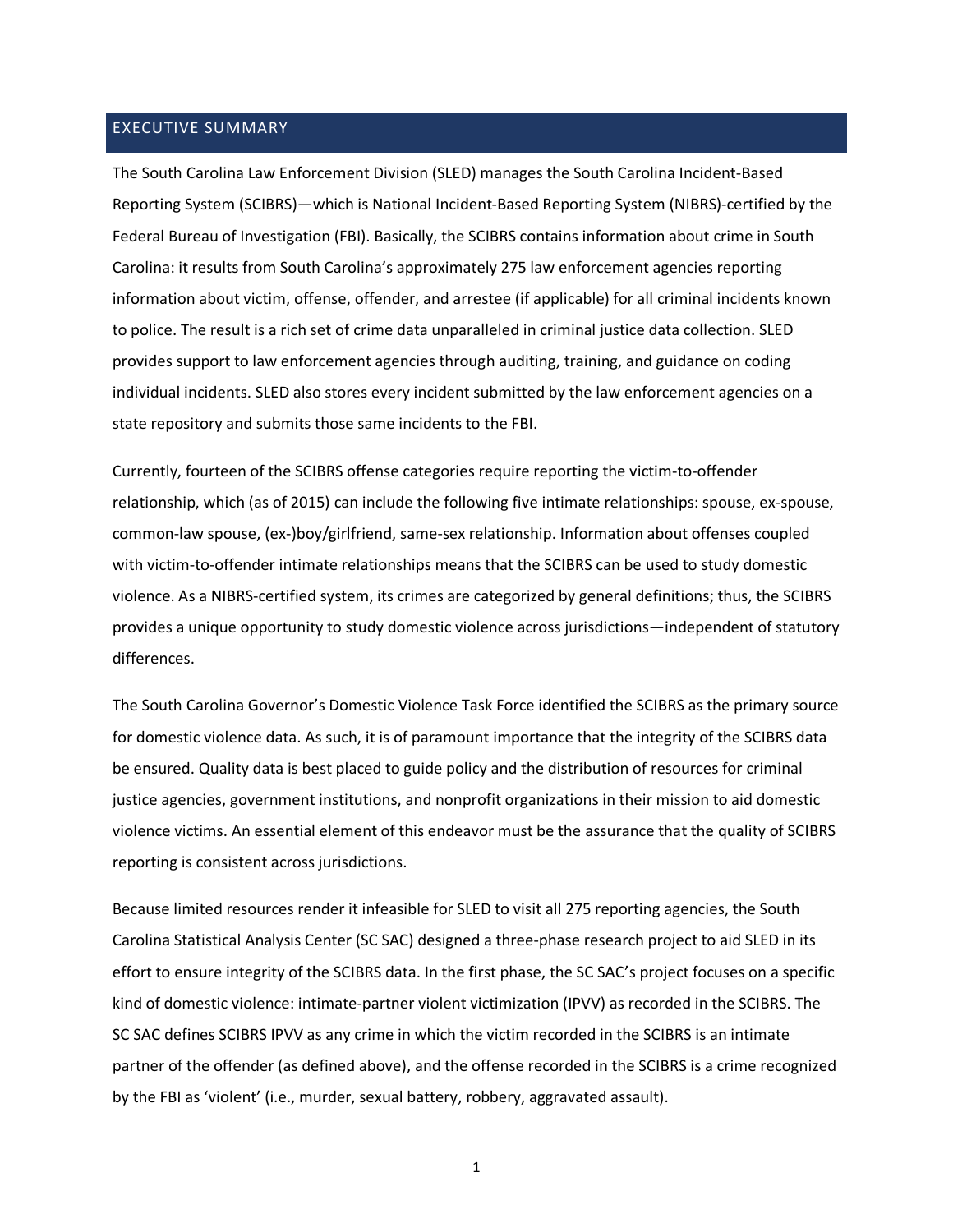## EXECUTIVE SUMMARY

The South Carolina Law Enforcement Division (SLED) manages the South Carolina Incident-Based Reporting System (SCIBRS)—which is National Incident-Based Reporting System (NIBRS)-certified by the Federal Bureau of Investigation (FBI). Basically, the SCIBRS contains information about crime in South Carolina: it results from South Carolina's approximately 275 law enforcement agencies reporting information about victim, offense, offender, and arrestee (if applicable) for all criminal incidents known to police. The result is a rich set of crime data unparalleled in criminal justice data collection. SLED provides support to law enforcement agencies through auditing, training, and guidance on coding individual incidents. SLED also stores every incident submitted by the law enforcement agencies on a state repository and submits those same incidents to the FBI.

Currently, fourteen of the SCIBRS offense categories require reporting the victim-to-offender relationship, which (as of 2015) can include the following five intimate relationships: spouse, ex-spouse, common-law spouse, (ex-)boy/girlfriend, same-sex relationship. Information about offenses coupled with victim-to-offender intimate relationships means that the SCIBRS can be used to study domestic violence. As a NIBRS-certified system, its crimes are categorized by general definitions; thus, the SCIBRS provides a unique opportunity to study domestic violence across jurisdictions—independent of statutory differences.

The South Carolina Governor's Domestic Violence Task Force identified the SCIBRS as the primary source for domestic violence data. As such, it is of paramount importance that the integrity of the SCIBRS data be ensured. Quality data is best placed to guide policy and the distribution of resources for criminal justice agencies, government institutions, and nonprofit organizations in their mission to aid domestic violence victims. An essential element of this endeavor must be the assurance that the quality of SCIBRS reporting is consistent across jurisdictions.

Because limited resources render it infeasible for SLED to visit all 275 reporting agencies, the South Carolina Statistical Analysis Center (SC SAC) designed a three-phase research project to aid SLED in its effort to ensure integrity of the SCIBRS data. In the first phase, the SC SAC's project focuses on a specific kind of domestic violence: intimate-partner violent victimization (IPVV) as recorded in the SCIBRS. The SC SAC defines SCIBRS IPVV as any crime in which the victim recorded in the SCIBRS is an intimate partner of the offender (as defined above), and the offense recorded in the SCIBRS is a crime recognized by the FBI as 'violent' (i.e., murder, sexual battery, robbery, aggravated assault).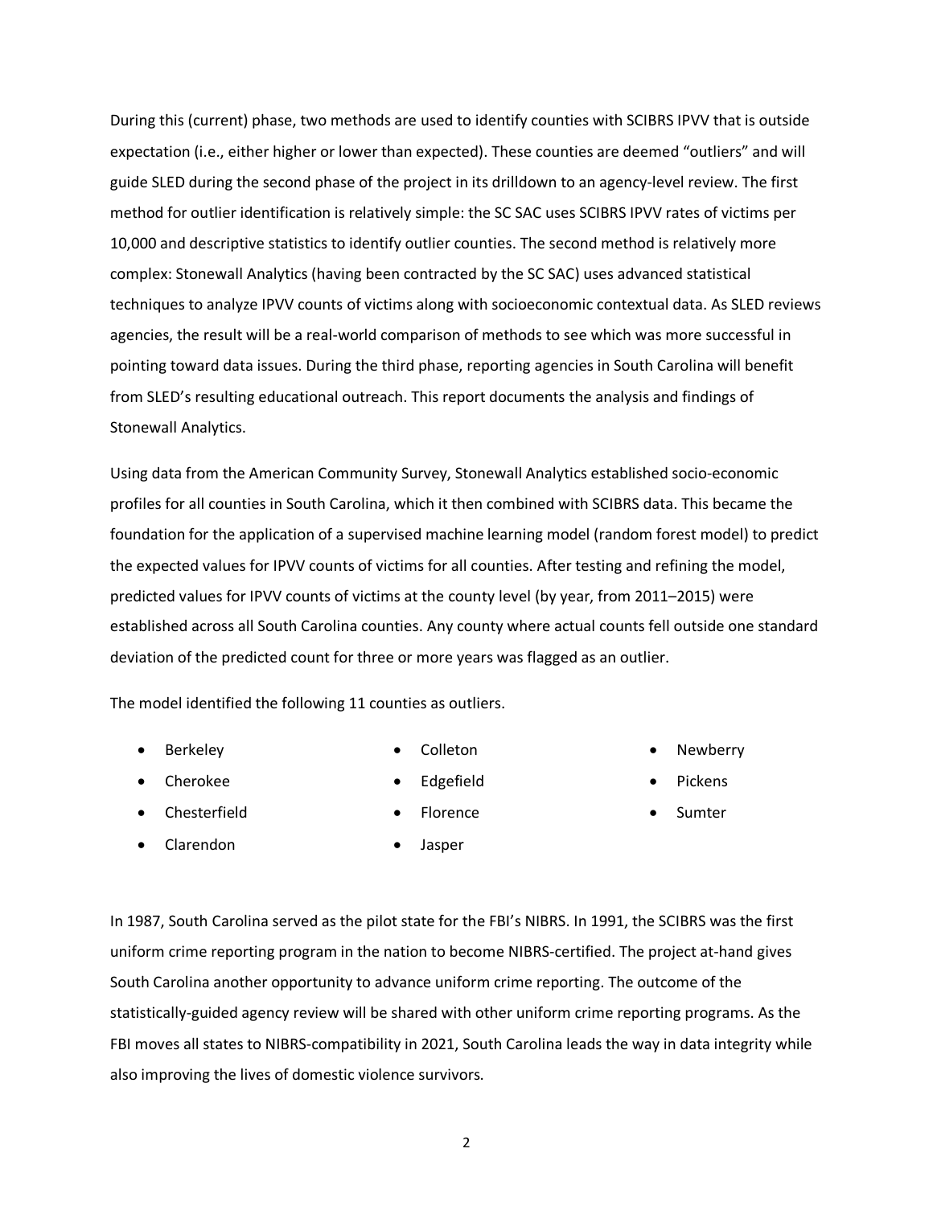During this (current) phase, two methods are used to identify counties with SCIBRS IPVV that is outside expectation (i.e., either higher or lower than expected). These counties are deemed "outliers" and will guide SLED during the second phase of the project in its drilldown to an agency-level review. The first method for outlier identification is relatively simple: the SC SAC uses SCIBRS IPVV rates of victims per 10,000 and descriptive statistics to identify outlier counties. The second method is relatively more complex: Stonewall Analytics (having been contracted by the SC SAC) uses advanced statistical techniques to analyze IPVV counts of victims along with socioeconomic contextual data. As SLED reviews agencies, the result will be a real-world comparison of methods to see which was more successful in pointing toward data issues. During the third phase, reporting agencies in South Carolina will benefit from SLED's resulting educational outreach. This report documents the analysis and findings of Stonewall Analytics.

Using data from the American Community Survey, Stonewall Analytics established socio-economic profiles for all counties in South Carolina, which it then combined with SCIBRS data. This became the foundation for the application of a supervised machine learning model (random forest model) to predict the expected values for IPVV counts of victims for all counties. After testing and refining the model, predicted values for IPVV counts of victims at the county level (by year, from 2011–2015) were established across all South Carolina counties. Any county where actual counts fell outside one standard deviation of the predicted count for three or more years was flagged as an outlier.

The model identified the following 11 counties as outliers.

- Berkeley
- Cherokee
- Chesterfield
- Clarendon
- Colleton
- Edgefield
- Florence
- Jasper
- Newberry
- Pickens
- Sumter

In 1987, South Carolina served as the pilot state for the FBI's NIBRS. In 1991, the SCIBRS was the first uniform crime reporting program in the nation to become NIBRS-certified. The project at-hand gives South Carolina another opportunity to advance uniform crime reporting. The outcome of the statistically-guided agency review will be shared with other uniform crime reporting programs. As the FBI moves all states to NIBRS-compatibility in 2021, South Carolina leads the way in data integrity while also improving the lives of domestic violence survivors.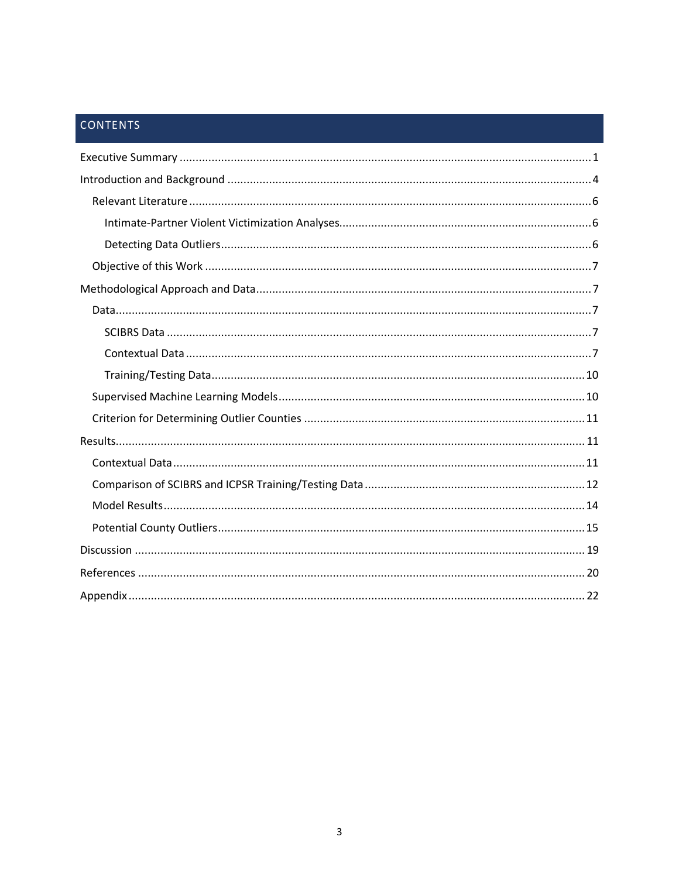# CONTENTS

- Executive Summary ..... 1
- Introduction and Background ..... 4
  - Relevant Literature ..... 6
    - Intimate-Partner Violent Victimization Analyses ..... 6
    - Detecting Data Outliers ..... 6
  - Objective of this Work ..... 7
- Methodological Approach and Data ..... 7
  - Data ..... 7
    - SCIBRS Data ..... 7
    - Contextual Data ..... 7
    - Training/Testing Data ..... 10
  - Supervised Machine Learning Models ..... 10
  - Criterion for Determining Outlier Counties ..... 11
- Results ..... 11
  - Contextual Data ..... 11
  - Comparison of SCIBRS and ICPSR Training/Testing Data ..... 12
  - Model Results ..... 14
  - Potential County Outliers ..... 15
- Discussion ..... 19
- References ..... 20
- Appendix ..... 22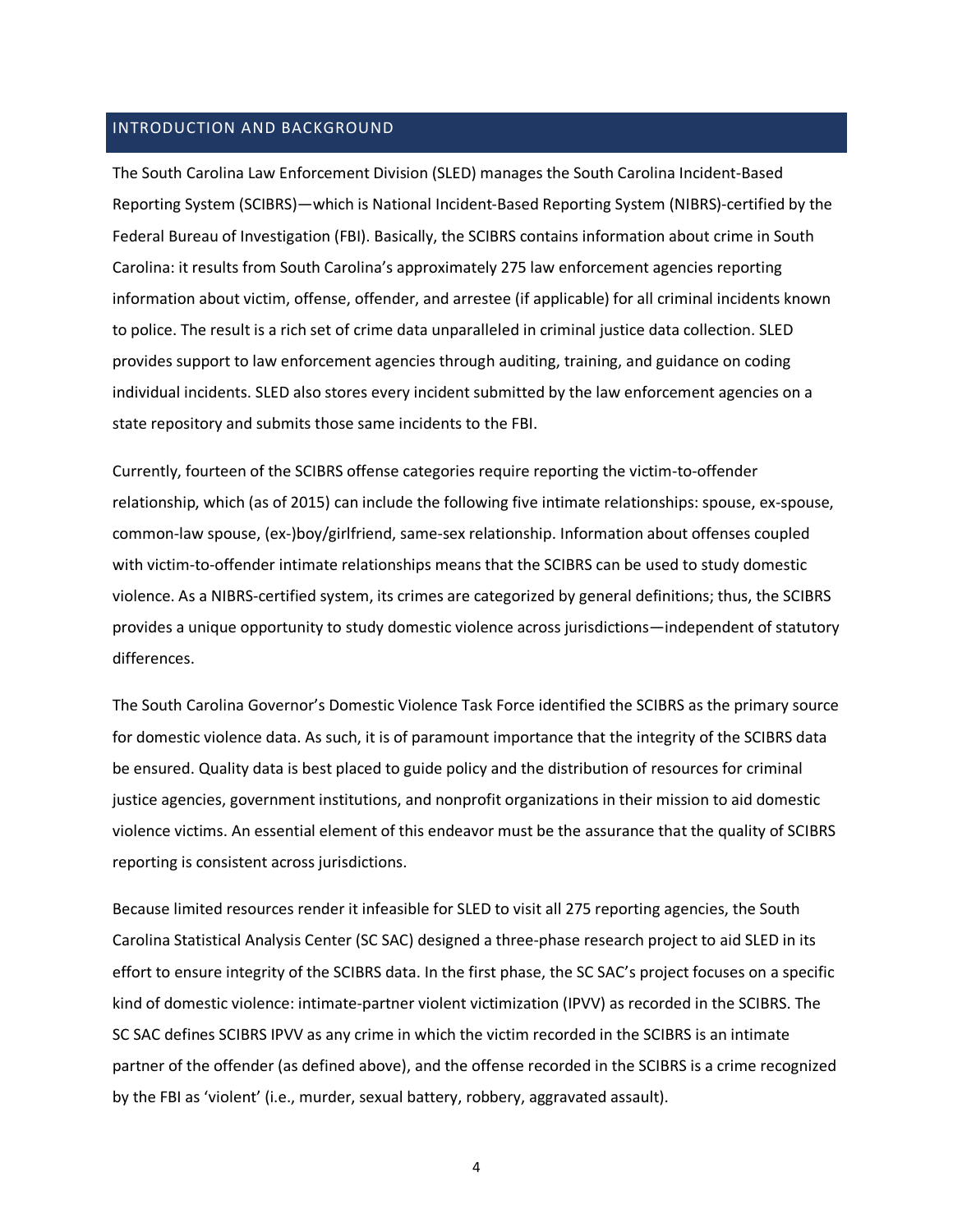## INTRODUCTION AND BACKGROUND

The South Carolina Law Enforcement Division (SLED) manages the South Carolina Incident-Based Reporting System (SCIBRS)—which is National Incident-Based Reporting System (NIBRS)-certified by the Federal Bureau of Investigation (FBI). Basically, the SCIBRS contains information about crime in South Carolina: it results from South Carolina's approximately 275 law enforcement agencies reporting information about victim, offense, offender, and arrestee (if applicable) for all criminal incidents known to police. The result is a rich set of crime data unparalleled in criminal justice data collection. SLED provides support to law enforcement agencies through auditing, training, and guidance on coding individual incidents. SLED also stores every incident submitted by the law enforcement agencies on a state repository and submits those same incidents to the FBI.

Currently, fourteen of the SCIBRS offense categories require reporting the victim-to-offender relationship, which (as of 2015) can include the following five intimate relationships: spouse, ex-spouse, common-law spouse, (ex-)boy/girlfriend, same-sex relationship. Information about offenses coupled with victim-to-offender intimate relationships means that the SCIBRS can be used to study domestic violence. As a NIBRS-certified system, its crimes are categorized by general definitions; thus, the SCIBRS provides a unique opportunity to study domestic violence across jurisdictions—independent of statutory differences.

The South Carolina Governor's Domestic Violence Task Force identified the SCIBRS as the primary source for domestic violence data. As such, it is of paramount importance that the integrity of the SCIBRS data be ensured. Quality data is best placed to guide policy and the distribution of resources for criminal justice agencies, government institutions, and nonprofit organizations in their mission to aid domestic violence victims. An essential element of this endeavor must be the assurance that the quality of SCIBRS reporting is consistent across jurisdictions.

Because limited resources render it infeasible for SLED to visit all 275 reporting agencies, the South Carolina Statistical Analysis Center (SC SAC) designed a three-phase research project to aid SLED in its effort to ensure integrity of the SCIBRS data. In the first phase, the SC SAC's project focuses on a specific kind of domestic violence: intimate-partner violent victimization (IPVV) as recorded in the SCIBRS. The SC SAC defines SCIBRS IPVV as any crime in which the victim recorded in the SCIBRS is an intimate partner of the offender (as defined above), and the offense recorded in the SCIBRS is a crime recognized by the FBI as 'violent' (i.e., murder, sexual battery, robbery, aggravated assault).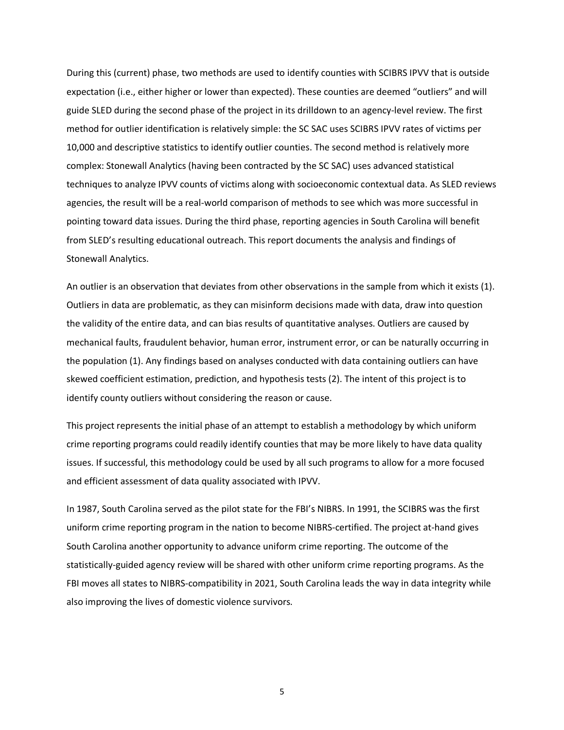During this (current) phase, two methods are used to identify counties with SCIBRS IPVV that is outside expectation (i.e., either higher or lower than expected). These counties are deemed "outliers" and will guide SLED during the second phase of the project in its drilldown to an agency-level review. The first method for outlier identification is relatively simple: the SC SAC uses SCIBRS IPVV rates of victims per 10,000 and descriptive statistics to identify outlier counties. The second method is relatively more complex: Stonewall Analytics (having been contracted by the SC SAC) uses advanced statistical techniques to analyze IPVV counts of victims along with socioeconomic contextual data. As SLED reviews agencies, the result will be a real-world comparison of methods to see which was more successful in pointing toward data issues. During the third phase, reporting agencies in South Carolina will benefit from SLED's resulting educational outreach. This report documents the analysis and findings of Stonewall Analytics.

An outlier is an observation that deviates from other observations in the sample from which it exists (1). Outliers in data are problematic, as they can misinform decisions made with data, draw into question the validity of the entire data, and can bias results of quantitative analyses. Outliers are caused by mechanical faults, fraudulent behavior, human error, instrument error, or can be naturally occurring in the population (1). Any findings based on analyses conducted with data containing outliers can have skewed coefficient estimation, prediction, and hypothesis tests (2). The intent of this project is to identify county outliers without considering the reason or cause.

This project represents the initial phase of an attempt to establish a methodology by which uniform crime reporting programs could readily identify counties that may be more likely to have data quality issues. If successful, this methodology could be used by all such programs to allow for a more focused and efficient assessment of data quality associated with IPVV.

In 1987, South Carolina served as the pilot state for the FBI's NIBRS. In 1991, the SCIBRS was the first uniform crime reporting program in the nation to become NIBRS-certified. The project at-hand gives South Carolina another opportunity to advance uniform crime reporting. The outcome of the statistically-guided agency review will be shared with other uniform crime reporting programs. As the FBI moves all states to NIBRS-compatibility in 2021, South Carolina leads the way in data integrity while also improving the lives of domestic violence survivors.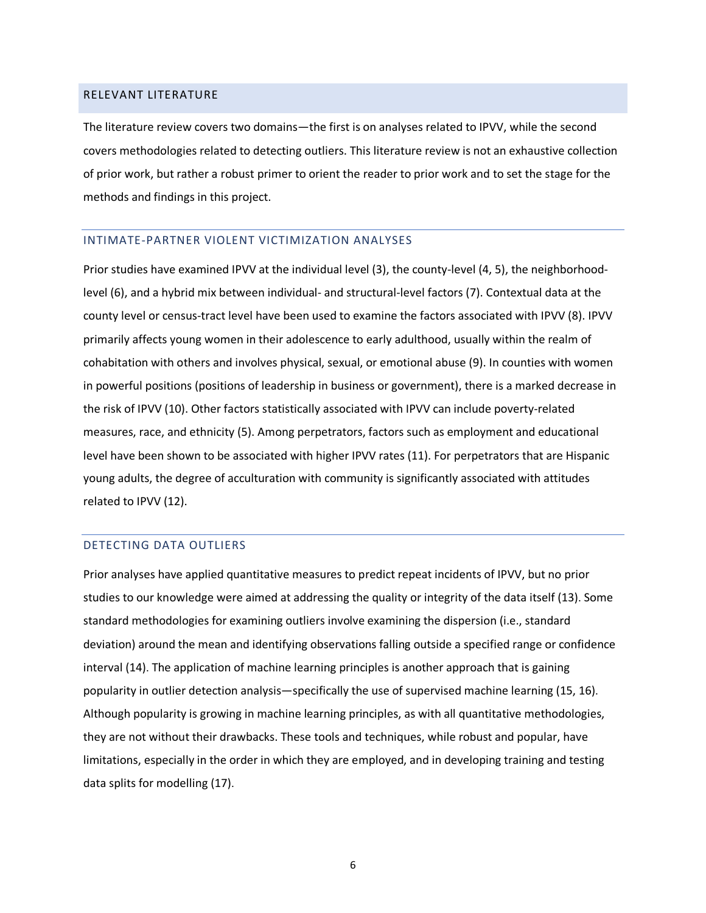## RELEVANT LITERATURE

The literature review covers two domains—the first is on analyses related to IPVV, while the second covers methodologies related to detecting outliers. This literature review is not an exhaustive collection of prior work, but rather a robust primer to orient the reader to prior work and to set the stage for the methods and findings in this project.

### INTIMATE-PARTNER VIOLENT VICTIMIZATION ANALYSES

Prior studies have examined IPVV at the individual level (3), the county-level (4, 5), the neighborhood-level (6), and a hybrid mix between individual- and structural-level factors (7). Contextual data at the county level or census-tract level have been used to examine the factors associated with IPVV (8). IPVV primarily affects young women in their adolescence to early adulthood, usually within the realm of cohabitation with others and involves physical, sexual, or emotional abuse (9). In counties with women in powerful positions (positions of leadership in business or government), there is a marked decrease in the risk of IPVV (10). Other factors statistically associated with IPVV can include poverty-related measures, race, and ethnicity (5). Among perpetrators, factors such as employment and educational level have been shown to be associated with higher IPVV rates (11). For perpetrators that are Hispanic young adults, the degree of acculturation with community is significantly associated with attitudes related to IPVV (12).

### DETECTING DATA OUTLIERS

Prior analyses have applied quantitative measures to predict repeat incidents of IPVV, but no prior studies to our knowledge were aimed at addressing the quality or integrity of the data itself (13). Some standard methodologies for examining outliers involve examining the dispersion (i.e., standard deviation) around the mean and identifying observations falling outside a specified range or confidence interval (14). The application of machine learning principles is another approach that is gaining popularity in outlier detection analysis—specifically the use of supervised machine learning (15, 16). Although popularity is growing in machine learning principles, as with all quantitative methodologies, they are not without their drawbacks. These tools and techniques, while robust and popular, have limitations, especially in the order in which they are employed, and in developing training and testing data splits for modelling (17).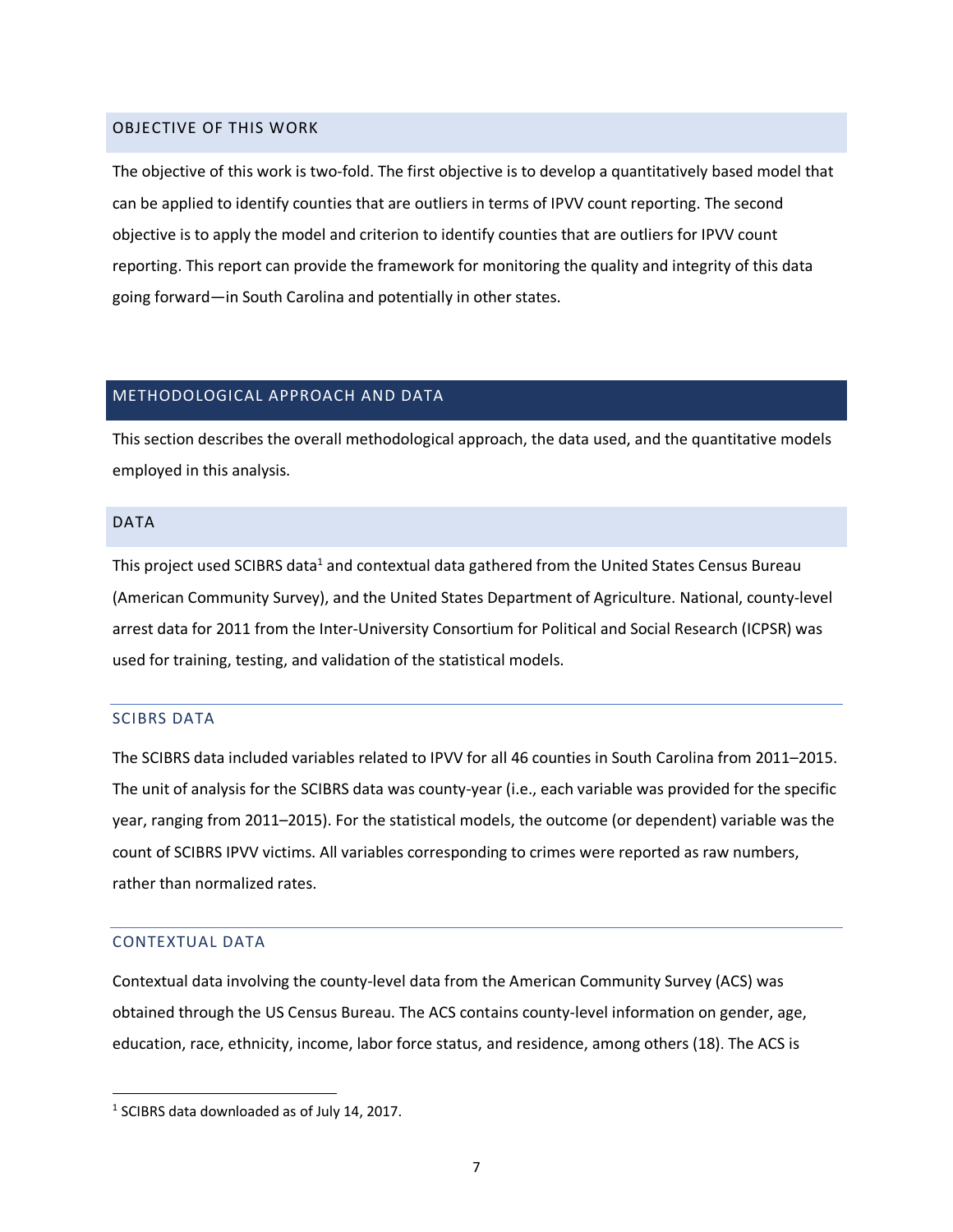## OBJECTIVE OF THIS WORK

The objective of this work is two-fold. The first objective is to develop a quantitatively based model that can be applied to identify counties that are outliers in terms of IPVV count reporting. The second objective is to apply the model and criterion to identify counties that are outliers for IPVV count reporting. This report can provide the framework for monitoring the quality and integrity of this data going forward—in South Carolina and potentially in other states.

# METHODOLOGICAL APPROACH AND DATA

This section describes the overall methodological approach, the data used, and the quantitative models employed in this analysis.

## DATA

This project used SCIBRS data[1] and contextual data gathered from the United States Census Bureau (American Community Survey), and the United States Department of Agriculture. National, county-level arrest data for 2011 from the Inter-University Consortium for Political and Social Research (ICPSR) was used for training, testing, and validation of the statistical models.

### SCIBRS DATA

The SCIBRS data included variables related to IPVV for all 46 counties in South Carolina from 2011–2015. The unit of analysis for the SCIBRS data was county-year (i.e., each variable was provided for the specific year, ranging from 2011–2015). For the statistical models, the outcome (or dependent) variable was the count of SCIBRS IPVV victims. All variables corresponding to crimes were reported as raw numbers, rather than normalized rates.

### CONTEXTUAL DATA

Contextual data involving the county-level data from the American Community Survey (ACS) was obtained through the US Census Bureau. The ACS contains county-level information on gender, age, education, race, ethnicity, income, labor force status, and residence, among others (18). The ACS is

[1] SCIBRS data downloaded as of July 14, 2017.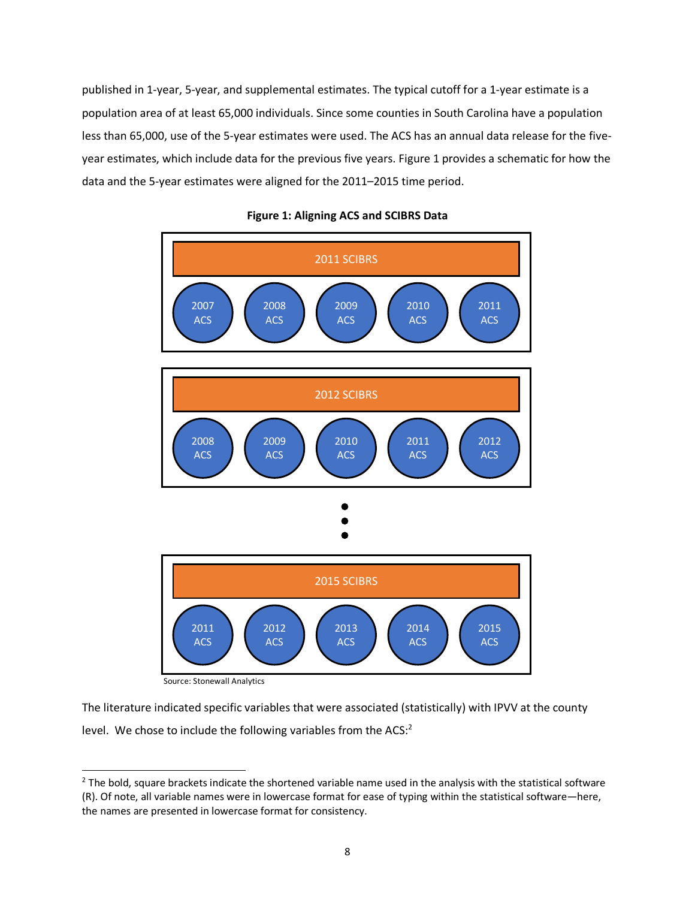published in 1-year, 5-year, and supplemental estimates. The typical cutoff for a 1-year estimate is a population area of at least 65,000 individuals. Since some counties in South Carolina have a population less than 65,000, use of the 5-year estimates were used. The ACS has an annual data release for the five-year estimates, which include data for the previous five years. Figure 1 provides a schematic for how the data and the 5-year estimates were aligned for the 2011–2015 time period.

**Figure 1: Aligning ACS and SCIBRS Data**

2011 SCIBRS

2007 ACS | 2008 ACS | 2009 ACS | 2010 ACS | 2011 ACS

2012 SCIBRS

2008 ACS | 2009 ACS | 2010 ACS | 2011 ACS | 2012 ACS

•
•
•

2015 SCIBRS

2011 ACS | 2012 ACS | 2013 ACS | 2014 ACS | 2015 ACS

Source: Stonewall Analytics

The literature indicated specific variables that were associated (statistically) with IPVV at the county level. We chose to include the following variables from the ACS:[2]

---

[2] The bold, square brackets indicate the shortened variable name used in the analysis with the statistical software (R). Of note, all variable names were in lowercase format for ease of typing within the statistical software—here, the names are presented in lowercase format for consistency.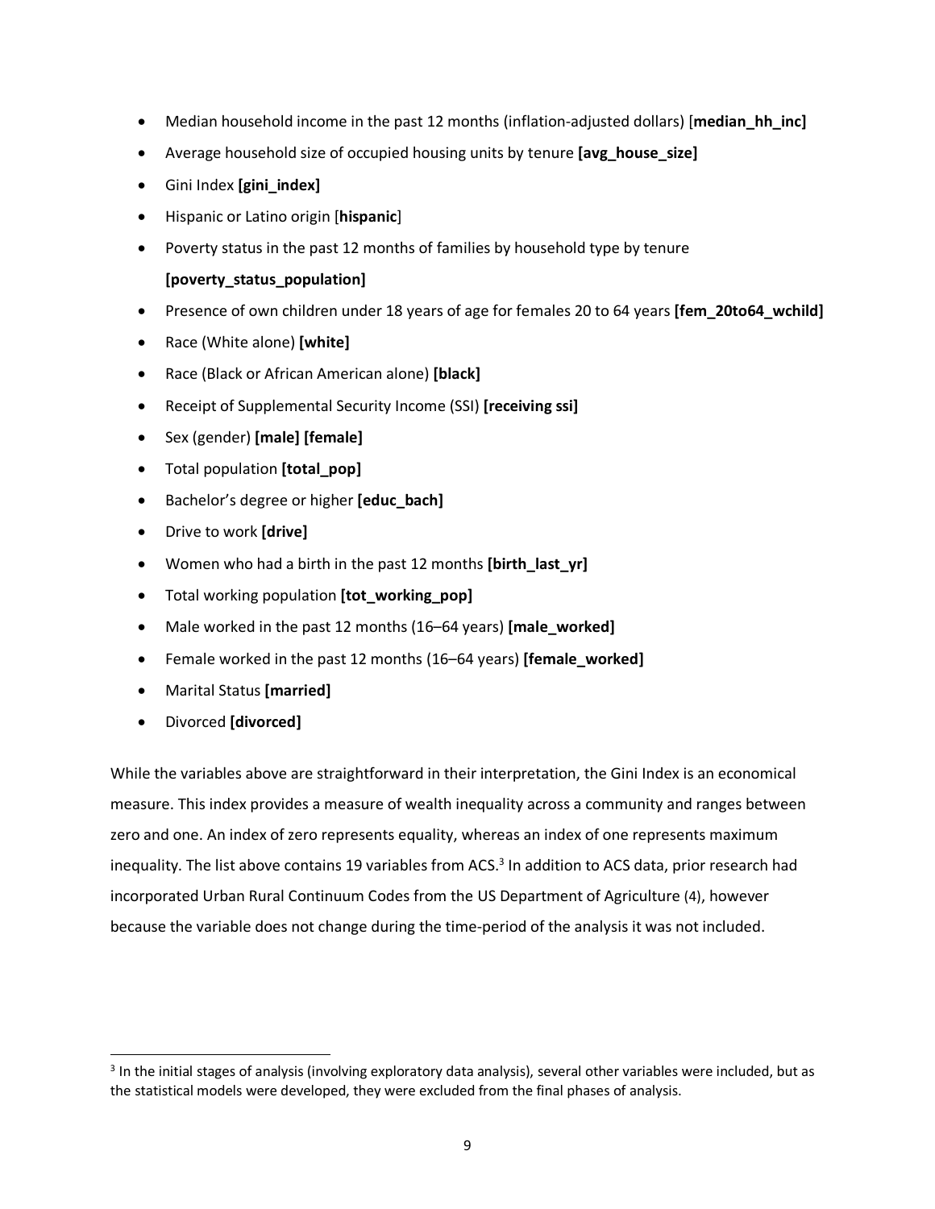- Median household income in the past 12 months (inflation-adjusted dollars) [**median_hh_inc]**
- Average household size of occupied housing units by tenure **[avg_house_size]**
- Gini Index **[gini_index]**
- Hispanic or Latino origin [**hispanic**]
- Poverty status in the past 12 months of families by household type by tenure **[poverty_status_population]**
- Presence of own children under 18 years of age for females 20 to 64 years **[fem_20to64_wchild]**
- Race (White alone) **[white]**
- Race (Black or African American alone) **[black]**
- Receipt of Supplemental Security Income (SSI) **[receiving ssi]**
- Sex (gender) **[male] [female]**
- Total population **[total_pop]**
- Bachelor's degree or higher **[educ_bach]**
- Drive to work **[drive]**
- Women who had a birth in the past 12 months **[birth_last_yr]**
- Total working population **[tot_working_pop]**
- Male worked in the past 12 months (16–64 years) **[male_worked]**
- Female worked in the past 12 months (16–64 years) **[female_worked]**
- Marital Status **[married]**
- Divorced **[divorced]**

While the variables above are straightforward in their interpretation, the Gini Index is an economical measure. This index provides a measure of wealth inequality across a community and ranges between zero and one. An index of zero represents equality, whereas an index of one represents maximum inequality. The list above contains 19 variables from ACS.[3] In addition to ACS data, prior research had incorporated Urban Rural Continuum Codes from the US Department of Agriculture (4), however because the variable does not change during the time-period of the analysis it was not included.

[3] In the initial stages of analysis (involving exploratory data analysis), several other variables were included, but as the statistical models were developed, they were excluded from the final phases of analysis.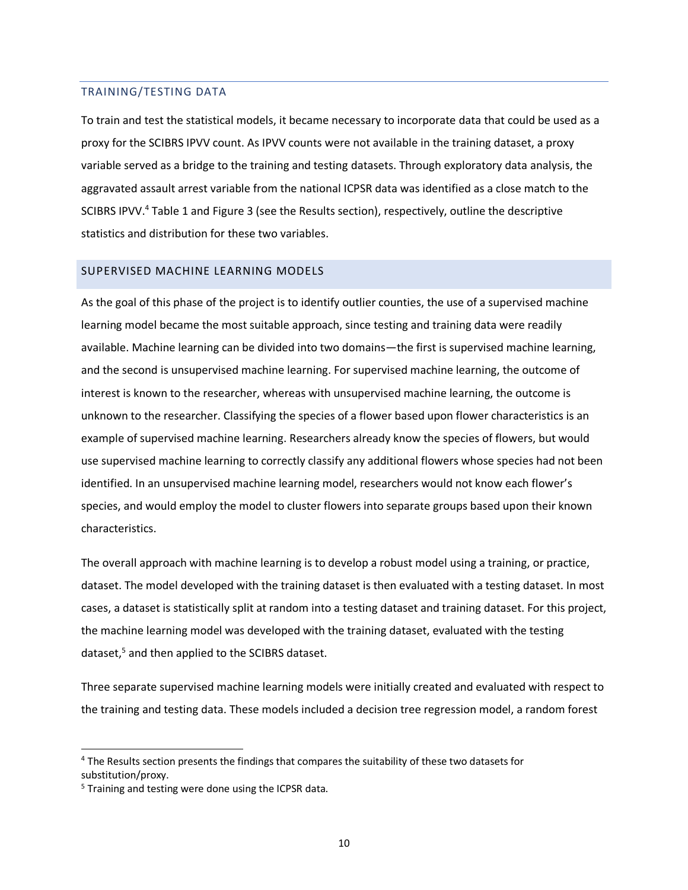## TRAINING/TESTING DATA

To train and test the statistical models, it became necessary to incorporate data that could be used as a proxy for the SCIBRS IPVV count. As IPVV counts were not available in the training dataset, a proxy variable served as a bridge to the training and testing datasets. Through exploratory data analysis, the aggravated assault arrest variable from the national ICPSR data was identified as a close match to the SCIBRS IPVV.[4] Table 1 and Figure 3 (see the Results section), respectively, outline the descriptive statistics and distribution for these two variables.

## SUPERVISED MACHINE LEARNING MODELS

As the goal of this phase of the project is to identify outlier counties, the use of a supervised machine learning model became the most suitable approach, since testing and training data were readily available. Machine learning can be divided into two domains—the first is supervised machine learning, and the second is unsupervised machine learning. For supervised machine learning, the outcome of interest is known to the researcher, whereas with unsupervised machine learning, the outcome is unknown to the researcher. Classifying the species of a flower based upon flower characteristics is an example of supervised machine learning. Researchers already know the species of flowers, but would use supervised machine learning to correctly classify any additional flowers whose species had not been identified. In an unsupervised machine learning model, researchers would not know each flower's species, and would employ the model to cluster flowers into separate groups based upon their known characteristics.

The overall approach with machine learning is to develop a robust model using a training, or practice, dataset. The model developed with the training dataset is then evaluated with a testing dataset. In most cases, a dataset is statistically split at random into a testing dataset and training dataset. For this project, the machine learning model was developed with the training dataset, evaluated with the testing dataset,[5] and then applied to the SCIBRS dataset.

Three separate supervised machine learning models were initially created and evaluated with respect to the training and testing data. These models included a decision tree regression model, a random forest

[4] The Results section presents the findings that compares the suitability of these two datasets for substitution/proxy.

[5] Training and testing were done using the ICPSR data.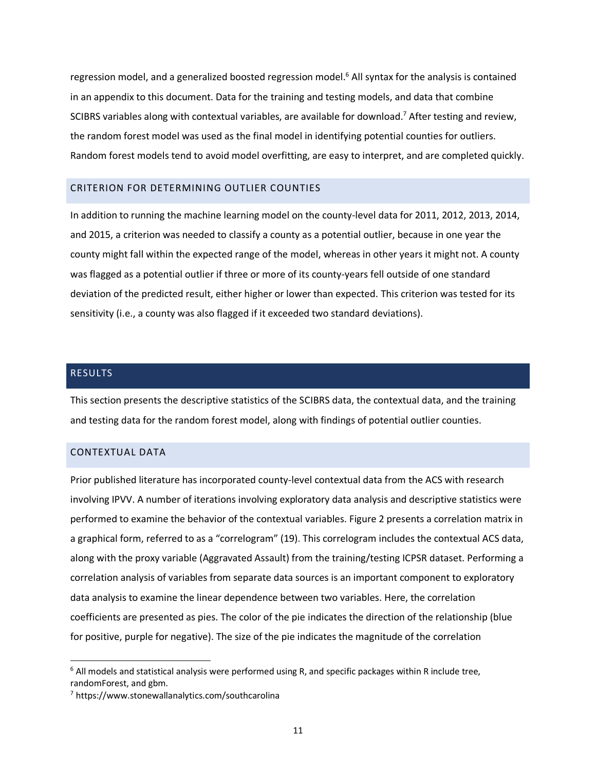regression model, and a generalized boosted regression model.[6] All syntax for the analysis is contained in an appendix to this document. Data for the training and testing models, and data that combine SCIBRS variables along with contextual variables, are available for download.[7] After testing and review, the random forest model was used as the final model in identifying potential counties for outliers. Random forest models tend to avoid model overfitting, are easy to interpret, and are completed quickly.

## CRITERION FOR DETERMINING OUTLIER COUNTIES

In addition to running the machine learning model on the county-level data for 2011, 2012, 2013, 2014, and 2015, a criterion was needed to classify a county as a potential outlier, because in one year the county might fall within the expected range of the model, whereas in other years it might not. A county was flagged as a potential outlier if three or more of its county-years fell outside of one standard deviation of the predicted result, either higher or lower than expected. This criterion was tested for its sensitivity (i.e., a county was also flagged if it exceeded two standard deviations).

# RESULTS

This section presents the descriptive statistics of the SCIBRS data, the contextual data, and the training and testing data for the random forest model, along with findings of potential outlier counties.

## CONTEXTUAL DATA

Prior published literature has incorporated county-level contextual data from the ACS with research involving IPVV. A number of iterations involving exploratory data analysis and descriptive statistics were performed to examine the behavior of the contextual variables. Figure 2 presents a correlation matrix in a graphical form, referred to as a "correlogram" (19). This correlogram includes the contextual ACS data, along with the proxy variable (Aggravated Assault) from the training/testing ICPSR dataset. Performing a correlation analysis of variables from separate data sources is an important component to exploratory data analysis to examine the linear dependence between two variables. Here, the correlation coefficients are presented as pies. The color of the pie indicates the direction of the relationship (blue for positive, purple for negative). The size of the pie indicates the magnitude of the correlation

---

[6] All models and statistical analysis were performed using R, and specific packages within R include tree, randomForest, and gbm.

[7] https://www.stonewallanalytics.com/southcarolina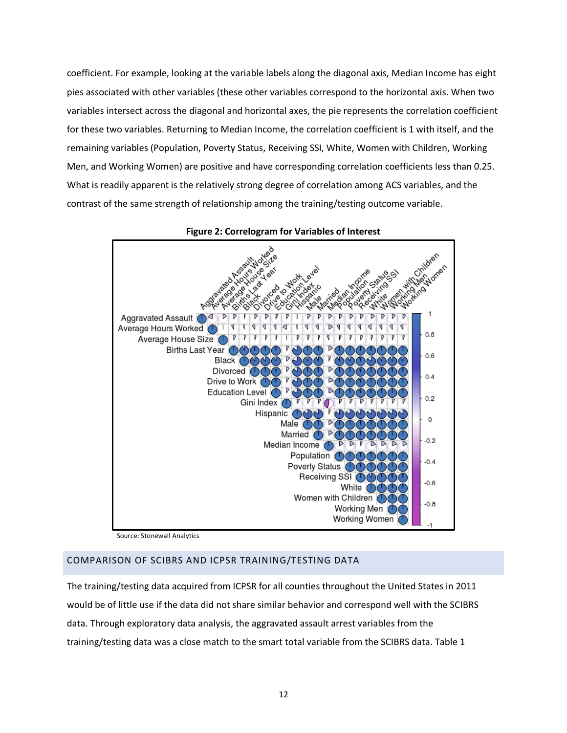coefficient. For example, looking at the variable labels along the diagonal axis, Median Income has eight pies associated with other variables (these other variables correspond to the horizontal axis. When two variables intersect across the diagonal and horizontal axes, the pie represents the correlation coefficient for these two variables. Returning to Median Income, the correlation coefficient is 1 with itself, and the remaining variables (Population, Poverty Status, Receiving SSI, White, Women with Children, Working Men, and Working Women) are positive and have corresponding correlation coefficients less than 0.25. What is readily apparent is the relatively strong degree of correlation among ACS variables, and the contrast of the same strength of relationship among the training/testing outcome variable.

**Figure 2: Correlogram for Variables of Interest**

Source: Stonewall Analytics

## COMPARISON OF SCIBRS AND ICPSR TRAINING/TESTING DATA

The training/testing data acquired from ICPSR for all counties throughout the United States in 2011 would be of little use if the data did not share similar behavior and correspond well with the SCIBRS data. Through exploratory data analysis, the aggravated assault arrest variables from the training/testing data was a close match to the smart total variable from the SCIBRS data. Table 1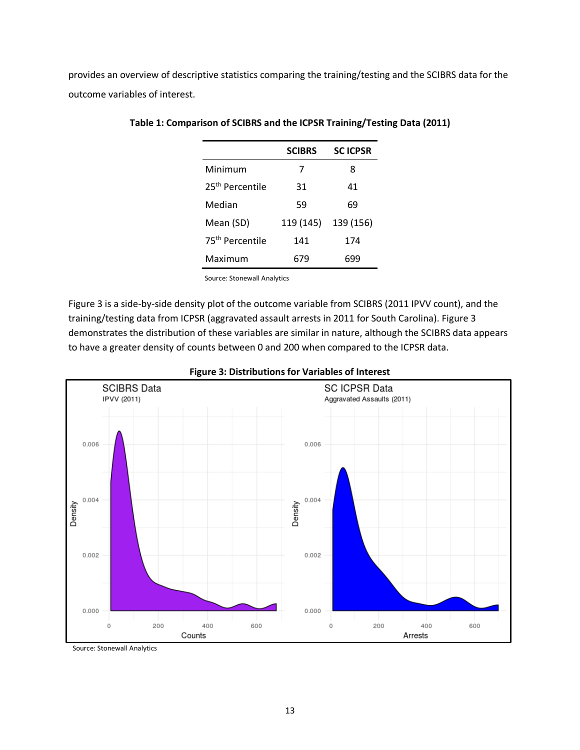provides an overview of descriptive statistics comparing the training/testing and the SCIBRS data for the outcome variables of interest.

**Table 1: Comparison of SCIBRS and the ICPSR Training/Testing Data (2011)**

| | SCIBRS | SC ICPSR |
|---|---|---|
| Minimum | 7 | 8 |
| 25th Percentile | 31 | 41 |
| Median | 59 | 69 |
| Mean (SD) | 119 (145) | 139 (156) |
| 75th Percentile | 141 | 174 |
| Maximum | 679 | 699 |

Source: Stonewall Analytics

Figure 3 is a side-by-side density plot of the outcome variable from SCIBRS (2011 IPVV count), and the training/testing data from ICPSR (aggravated assault arrests in 2011 for South Carolina). Figure 3 demonstrates the distribution of these variables are similar in nature, although the SCIBRS data appears to have a greater density of counts between 0 and 200 when compared to the ICPSR data.

**Figure 3: Distributions for Variables of Interest**

Source: Stonewall Analytics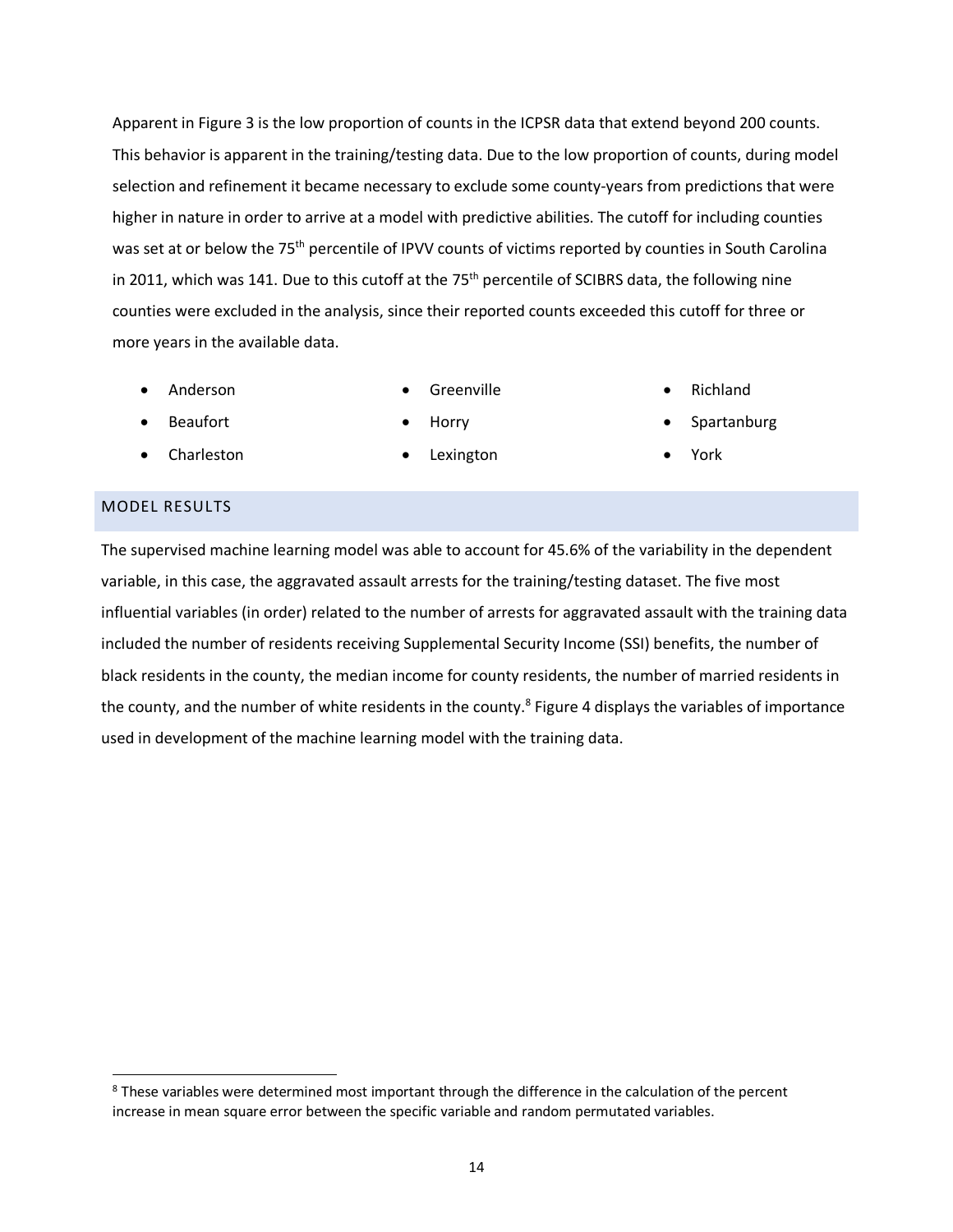Apparent in Figure 3 is the low proportion of counts in the ICPSR data that extend beyond 200 counts. This behavior is apparent in the training/testing data. Due to the low proportion of counts, during model selection and refinement it became necessary to exclude some county-years from predictions that were higher in nature in order to arrive at a model with predictive abilities. The cutoff for including counties was set at or below the 75th percentile of IPVV counts of victims reported by counties in South Carolina in 2011, which was 141. Due to this cutoff at the 75th percentile of SCIBRS data, the following nine counties were excluded in the analysis, since their reported counts exceeded this cutoff for three or more years in the available data.

- Anderson
- Beaufort
- Charleston
- Greenville
- Horry
- Lexington
- Richland
- Spartanburg
- York

## MODEL RESULTS

The supervised machine learning model was able to account for 45.6% of the variability in the dependent variable, in this case, the aggravated assault arrests for the training/testing dataset. The five most influential variables (in order) related to the number of arrests for aggravated assault with the training data included the number of residents receiving Supplemental Security Income (SSI) benefits, the number of black residents in the county, the median income for county residents, the number of married residents in the county, and the number of white residents in the county.[8] Figure 4 displays the variables of importance used in development of the machine learning model with the training data.

[8] These variables were determined most important through the difference in the calculation of the percent increase in mean square error between the specific variable and random permutated variables.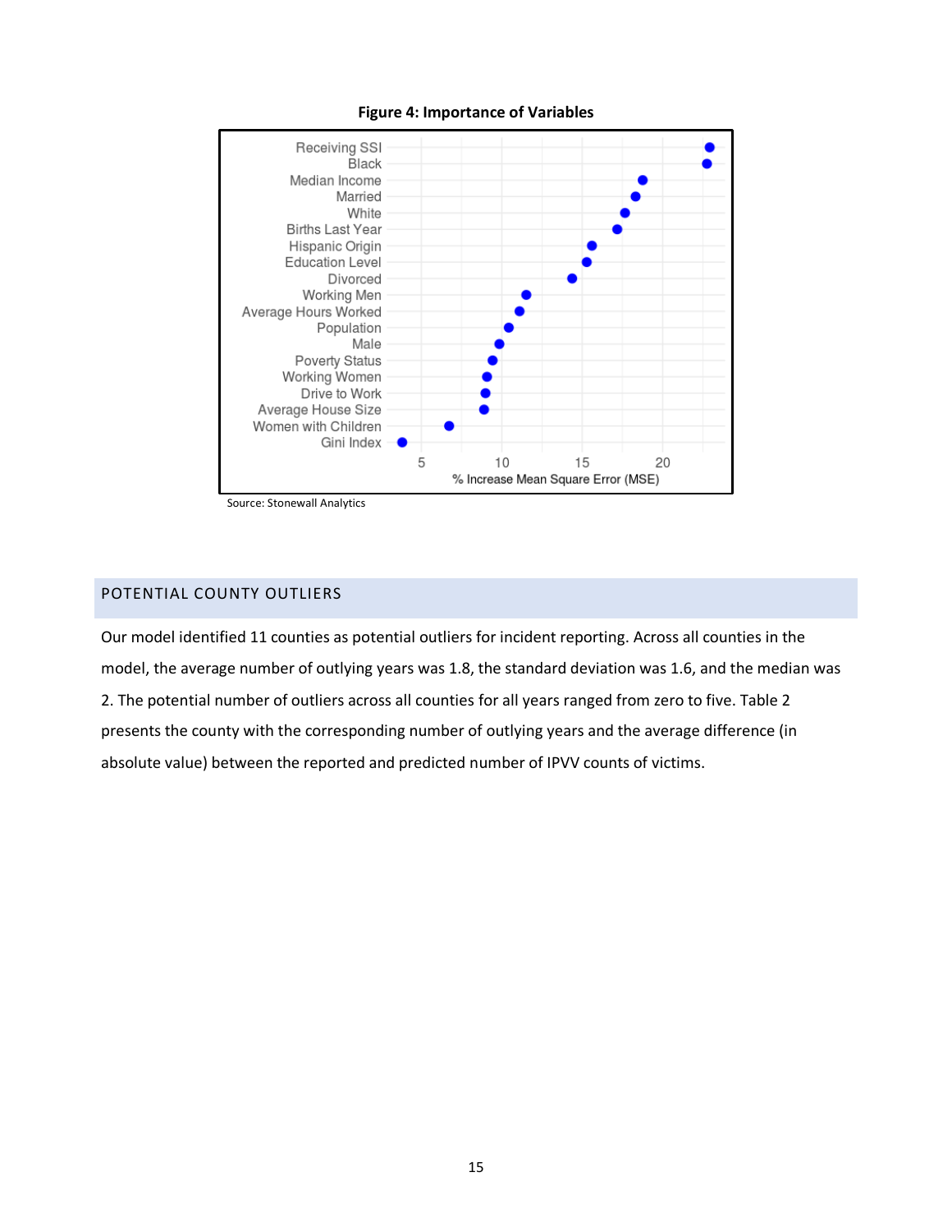**Figure 4: Importance of Variables**

Source: Stonewall Analytics

## POTENTIAL COUNTY OUTLIERS

Our model identified 11 counties as potential outliers for incident reporting. Across all counties in the model, the average number of outlying years was 1.8, the standard deviation was 1.6, and the median was 2. The potential number of outliers across all counties for all years ranged from zero to five. Table 2 presents the county with the corresponding number of outlying years and the average difference (in absolute value) between the reported and predicted number of IPVV counts of victims.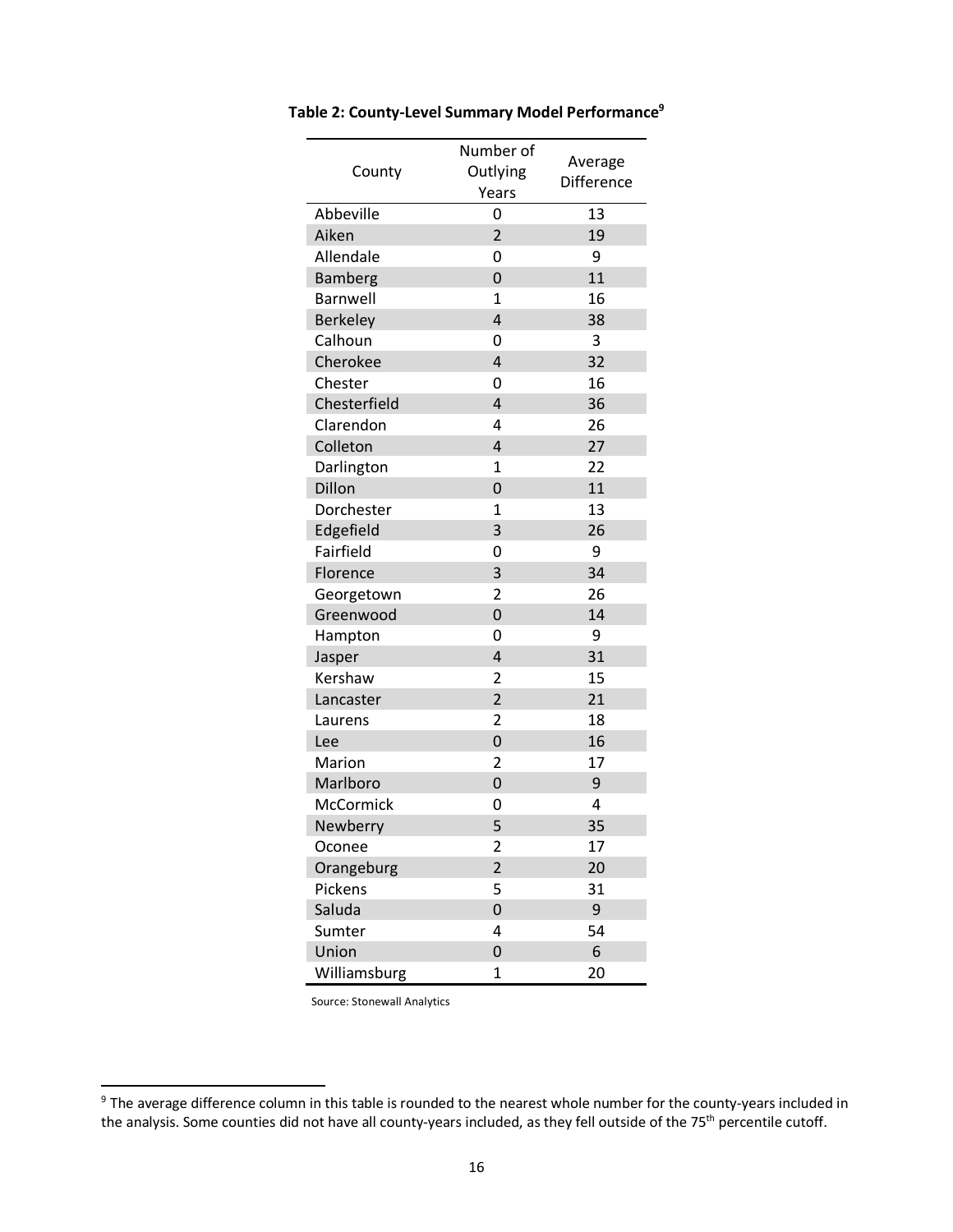**Table 2: County-Level Summary Model Performance[9]**

| County | Number of Outlying Years | Average Difference |
|---|---|---|
| Abbeville | 0 | 13 |
| Aiken | 2 | 19 |
| Allendale | 0 | 9 |
| Bamberg | 0 | 11 |
| Barnwell | 1 | 16 |
| Berkeley | 4 | 38 |
| Calhoun | 0 | 3 |
| Cherokee | 4 | 32 |
| Chester | 0 | 16 |
| Chesterfield | 4 | 36 |
| Clarendon | 4 | 26 |
| Colleton | 4 | 27 |
| Darlington | 1 | 22 |
| Dillon | 0 | 11 |
| Dorchester | 1 | 13 |
| Edgefield | 3 | 26 |
| Fairfield | 0 | 9 |
| Florence | 3 | 34 |
| Georgetown | 2 | 26 |
| Greenwood | 0 | 14 |
| Hampton | 0 | 9 |
| Jasper | 4 | 31 |
| Kershaw | 2 | 15 |
| Lancaster | 2 | 21 |
| Laurens | 2 | 18 |
| Lee | 0 | 16 |
| Marion | 2 | 17 |
| Marlboro | 0 | 9 |
| McCormick | 0 | 4 |
| Newberry | 5 | 35 |
| Oconee | 2 | 17 |
| Orangeburg | 2 | 20 |
| Pickens | 5 | 31 |
| Saluda | 0 | 9 |
| Sumter | 4 | 54 |
| Union | 0 | 6 |
| Williamsburg | 1 | 20 |

Source: Stonewall Analytics

[9] The average difference column in this table is rounded to the nearest whole number for the county-years included in the analysis. Some counties did not have all county-years included, as they fell outside of the 75th percentile cutoff.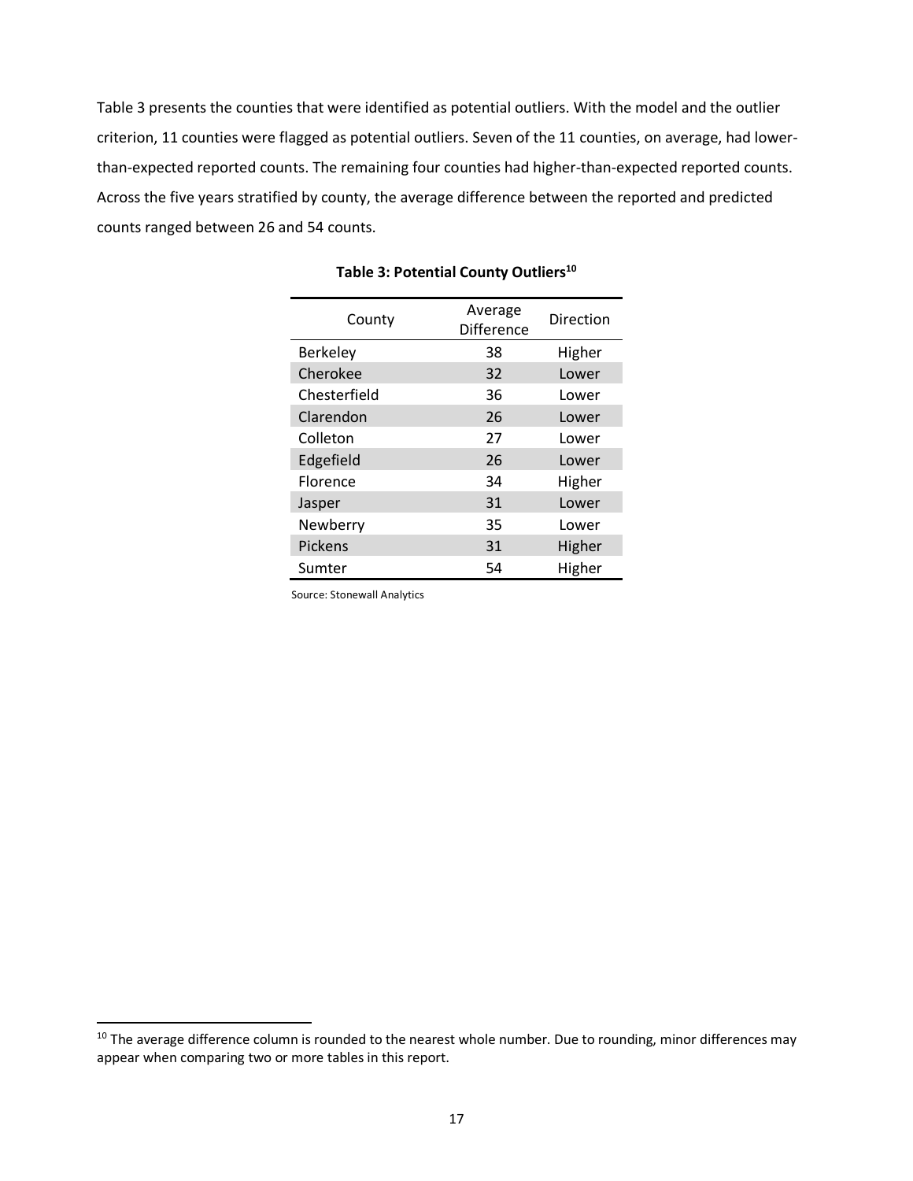Table 3 presents the counties that were identified as potential outliers. With the model and the outlier criterion, 11 counties were flagged as potential outliers. Seven of the 11 counties, on average, had lower-than-expected reported counts. The remaining four counties had higher-than-expected reported counts. Across the five years stratified by county, the average difference between the reported and predicted counts ranged between 26 and 54 counts.

**Table 3: Potential County Outliers[10]**

| County | Average Difference | Direction |
|---|---|---|
| Berkeley | 38 | Higher |
| Cherokee | 32 | Lower |
| Chesterfield | 36 | Lower |
| Clarendon | 26 | Lower |
| Colleton | 27 | Lower |
| Edgefield | 26 | Lower |
| Florence | 34 | Higher |
| Jasper | 31 | Lower |
| Newberry | 35 | Lower |
| Pickens | 31 | Higher |
| Sumter | 54 | Higher |

Source: Stonewall Analytics

[10] The average difference column is rounded to the nearest whole number. Due to rounding, minor differences may appear when comparing two or more tables in this report.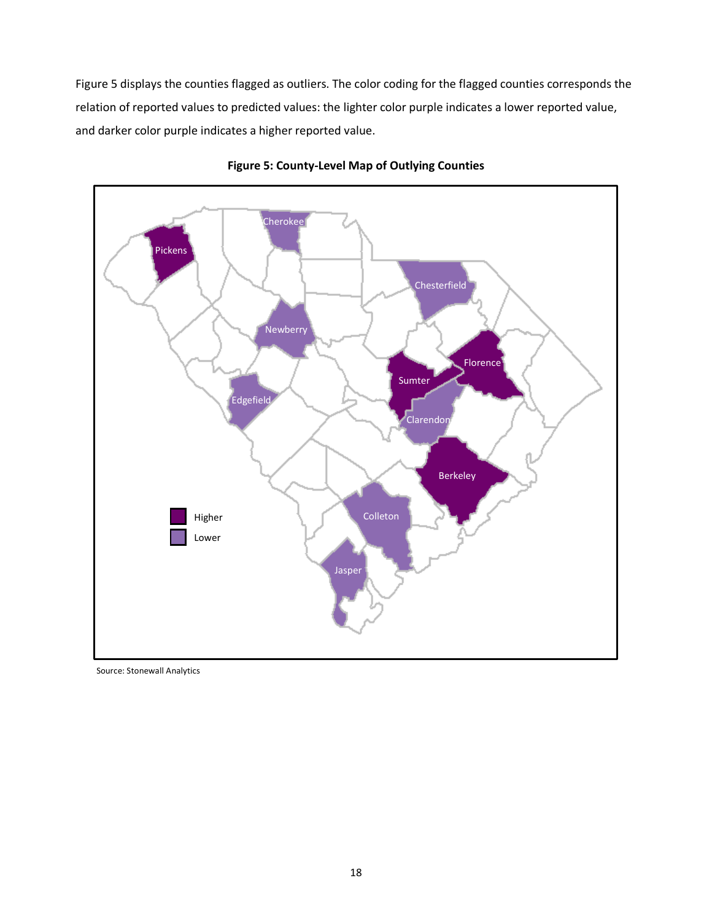Figure 5 displays the counties flagged as outliers. The color coding for the flagged counties corresponds the relation of reported values to predicted values: the lighter color purple indicates a lower reported value, and darker color purple indicates a higher reported value.

**Figure 5: County-Level Map of Outlying Counties**

Source: Stonewall Analytics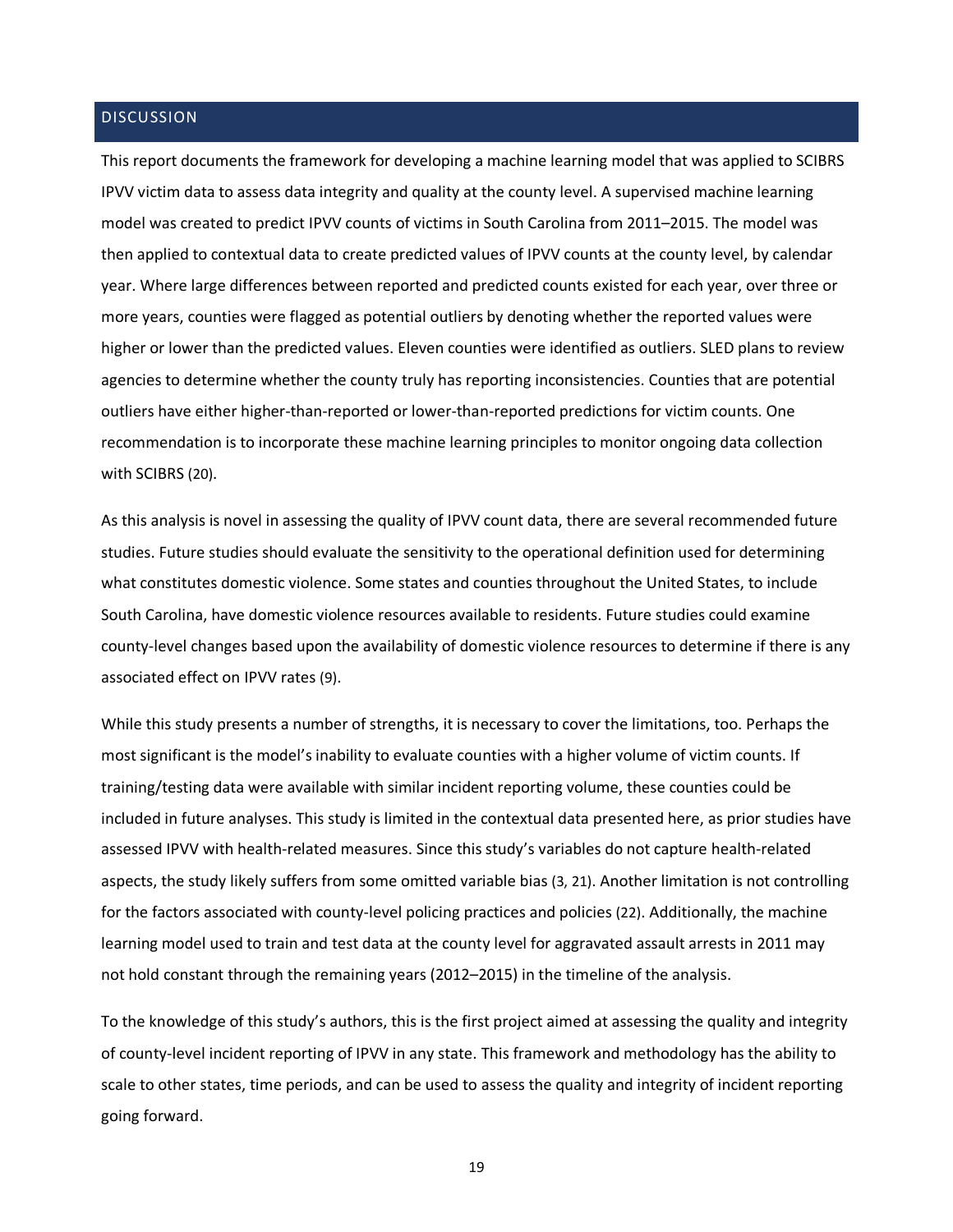## DISCUSSION

This report documents the framework for developing a machine learning model that was applied to SCIBRS IPVV victim data to assess data integrity and quality at the county level. A supervised machine learning model was created to predict IPVV counts of victims in South Carolina from 2011–2015. The model was then applied to contextual data to create predicted values of IPVV counts at the county level, by calendar year. Where large differences between reported and predicted counts existed for each year, over three or more years, counties were flagged as potential outliers by denoting whether the reported values were higher or lower than the predicted values. Eleven counties were identified as outliers. SLED plans to review agencies to determine whether the county truly has reporting inconsistencies. Counties that are potential outliers have either higher-than-reported or lower-than-reported predictions for victim counts. One recommendation is to incorporate these machine learning principles to monitor ongoing data collection with SCIBRS (20).

As this analysis is novel in assessing the quality of IPVV count data, there are several recommended future studies. Future studies should evaluate the sensitivity to the operational definition used for determining what constitutes domestic violence. Some states and counties throughout the United States, to include South Carolina, have domestic violence resources available to residents. Future studies could examine county-level changes based upon the availability of domestic violence resources to determine if there is any associated effect on IPVV rates (9).

While this study presents a number of strengths, it is necessary to cover the limitations, too. Perhaps the most significant is the model's inability to evaluate counties with a higher volume of victim counts. If training/testing data were available with similar incident reporting volume, these counties could be included in future analyses. This study is limited in the contextual data presented here, as prior studies have assessed IPVV with health-related measures. Since this study's variables do not capture health-related aspects, the study likely suffers from some omitted variable bias (3, 21). Another limitation is not controlling for the factors associated with county-level policing practices and policies (22). Additionally, the machine learning model used to train and test data at the county level for aggravated assault arrests in 2011 may not hold constant through the remaining years (2012–2015) in the timeline of the analysis.

To the knowledge of this study's authors, this is the first project aimed at assessing the quality and integrity of county-level incident reporting of IPVV in any state. This framework and methodology has the ability to scale to other states, time periods, and can be used to assess the quality and integrity of incident reporting going forward.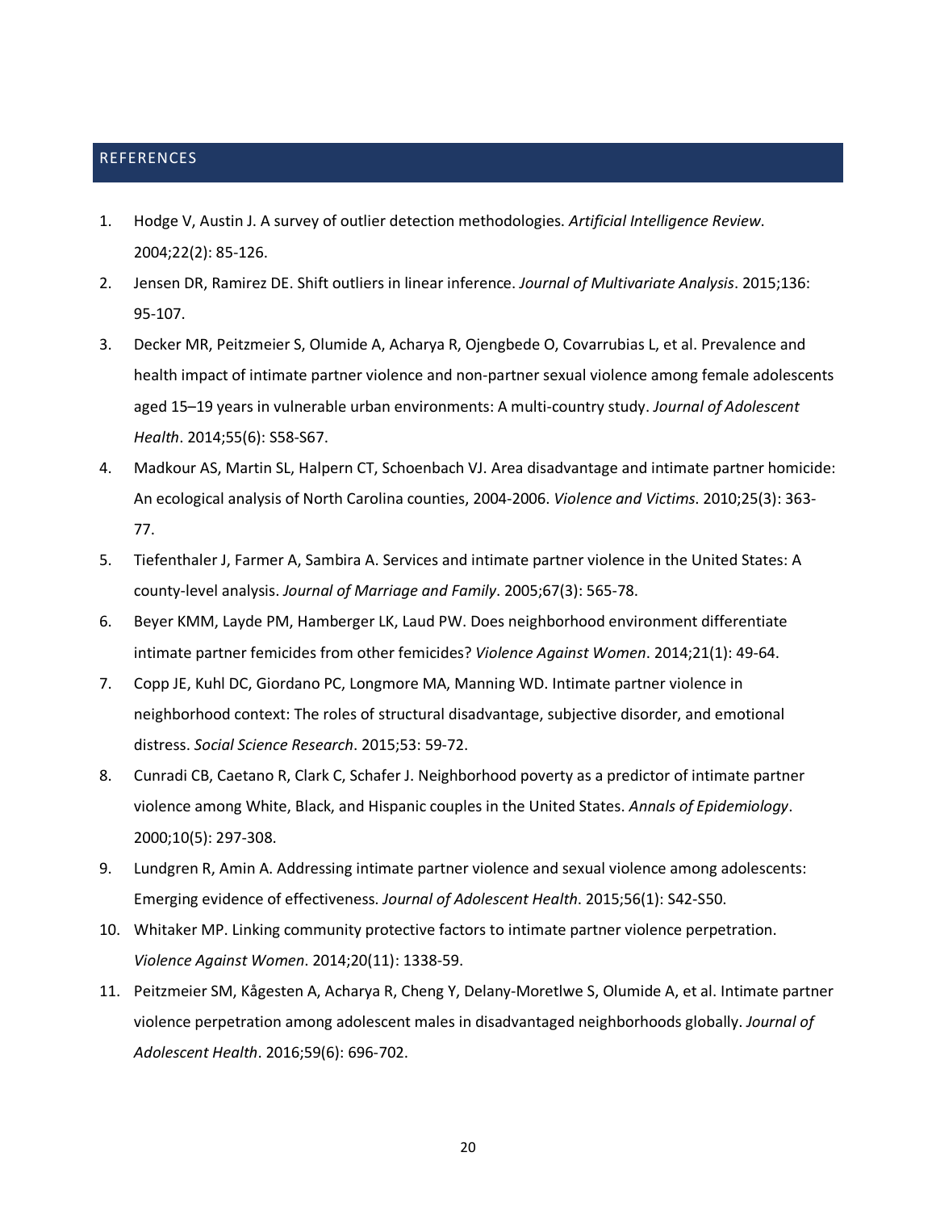## REFERENCES

1. Hodge V, Austin J. A survey of outlier detection methodologies. *Artificial Intelligence Review*. 2004;22(2): 85-126.
2. Jensen DR, Ramirez DE. Shift outliers in linear inference. *Journal of Multivariate Analysis*. 2015;136: 95-107.
3. Decker MR, Peitzmeier S, Olumide A, Acharya R, Ojengbede O, Covarrubias L, et al. Prevalence and health impact of intimate partner violence and non-partner sexual violence among female adolescents aged 15–19 years in vulnerable urban environments: A multi-country study. *Journal of Adolescent Health*. 2014;55(6): S58-S67.
4. Madkour AS, Martin SL, Halpern CT, Schoenbach VJ. Area disadvantage and intimate partner homicide: An ecological analysis of North Carolina counties, 2004-2006. *Violence and Victims*. 2010;25(3): 363-77.
5. Tiefenthaler J, Farmer A, Sambira A. Services and intimate partner violence in the United States: A county-level analysis. *Journal of Marriage and Family*. 2005;67(3): 565-78.
6. Beyer KMM, Layde PM, Hamberger LK, Laud PW. Does neighborhood environment differentiate intimate partner femicides from other femicides? *Violence Against Women*. 2014;21(1): 49-64.
7. Copp JE, Kuhl DC, Giordano PC, Longmore MA, Manning WD. Intimate partner violence in neighborhood context: The roles of structural disadvantage, subjective disorder, and emotional distress. *Social Science Research*. 2015;53: 59-72.
8. Cunradi CB, Caetano R, Clark C, Schafer J. Neighborhood poverty as a predictor of intimate partner violence among White, Black, and Hispanic couples in the United States. *Annals of Epidemiology*. 2000;10(5): 297-308.
9. Lundgren R, Amin A. Addressing intimate partner violence and sexual violence among adolescents: Emerging evidence of effectiveness. *Journal of Adolescent Health*. 2015;56(1): S42-S50.
10. Whitaker MP. Linking community protective factors to intimate partner violence perpetration. *Violence Against Women*. 2014;20(11): 1338-59.
11. Peitzmeier SM, Kågesten A, Acharya R, Cheng Y, Delany-Moretlwe S, Olumide A, et al. Intimate partner violence perpetration among adolescent males in disadvantaged neighborhoods globally. *Journal of Adolescent Health*. 2016;59(6): 696-702.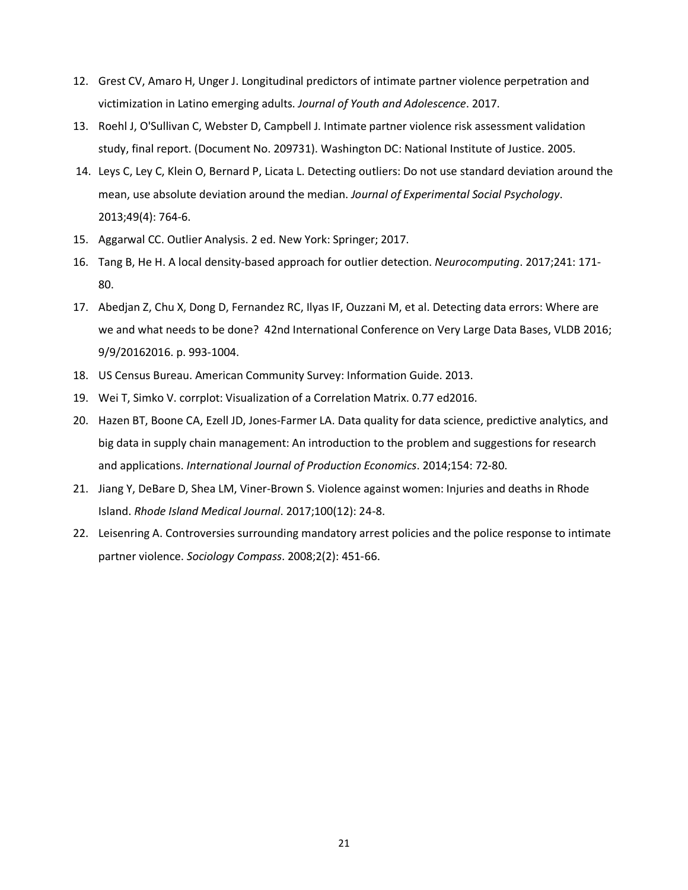12. Grest CV, Amaro H, Unger J. Longitudinal predictors of intimate partner violence perpetration and victimization in Latino emerging adults. *Journal of Youth and Adolescence*. 2017.
13. Roehl J, O'Sullivan C, Webster D, Campbell J. Intimate partner violence risk assessment validation study, final report. (Document No. 209731). Washington DC: National Institute of Justice. 2005.
14. Leys C, Ley C, Klein O, Bernard P, Licata L. Detecting outliers: Do not use standard deviation around the mean, use absolute deviation around the median. *Journal of Experimental Social Psychology*. 2013;49(4): 764-6.
15. Aggarwal CC. Outlier Analysis. 2 ed. New York: Springer; 2017.
16. Tang B, He H. A local density-based approach for outlier detection. *Neurocomputing*. 2017;241: 171-80.
17. Abedjan Z, Chu X, Dong D, Fernandez RC, Ilyas IF, Ouzzani M, et al. Detecting data errors: Where are we and what needs to be done? 42nd International Conference on Very Large Data Bases, VLDB 2016; 9/9/20162016. p. 993-1004.
18. US Census Bureau. American Community Survey: Information Guide. 2013.
19. Wei T, Simko V. corrplot: Visualization of a Correlation Matrix. 0.77 ed2016.
20. Hazen BT, Boone CA, Ezell JD, Jones-Farmer LA. Data quality for data science, predictive analytics, and big data in supply chain management: An introduction to the problem and suggestions for research and applications. *International Journal of Production Economics*. 2014;154: 72-80.
21. Jiang Y, DeBare D, Shea LM, Viner-Brown S. Violence against women: Injuries and deaths in Rhode Island. *Rhode Island Medical Journal*. 2017;100(12): 24-8.
22. Leisenring A. Controversies surrounding mandatory arrest policies and the police response to intimate partner violence. *Sociology Compass*. 2008;2(2): 451-66.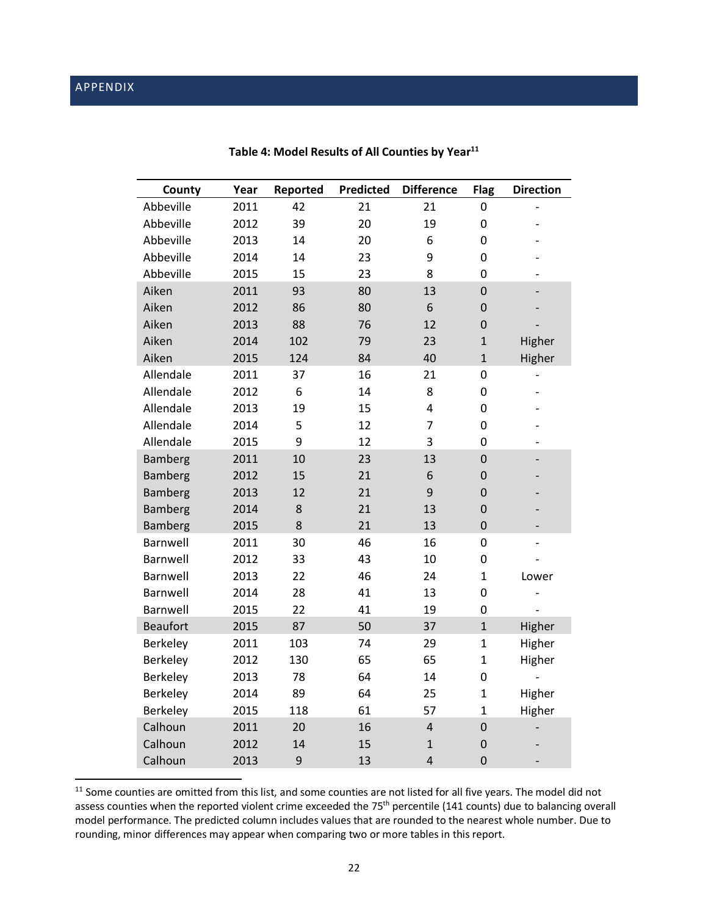## APPENDIX

**Table 4: Model Results of All Counties by Year[11]**

| County | Year | Reported | Predicted | Difference | Flag | Direction |
|---|---|---|---|---|---|---|
| Abbeville | 2011 | 42 | 21 | 21 | 0 | - |
| Abbeville | 2012 | 39 | 20 | 19 | 0 | - |
| Abbeville | 2013 | 14 | 20 | 6 | 0 | - |
| Abbeville | 2014 | 14 | 23 | 9 | 0 | - |
| Abbeville | 2015 | 15 | 23 | 8 | 0 | - |
| Aiken | 2011 | 93 | 80 | 13 | 0 | - |
| Aiken | 2012 | 86 | 80 | 6 | 0 | - |
| Aiken | 2013 | 88 | 76 | 12 | 0 | - |
| Aiken | 2014 | 102 | 79 | 23 | 1 | Higher |
| Aiken | 2015 | 124 | 84 | 40 | 1 | Higher |
| Allendale | 2011 | 37 | 16 | 21 | 0 | - |
| Allendale | 2012 | 6 | 14 | 8 | 0 | - |
| Allendale | 2013 | 19 | 15 | 4 | 0 | - |
| Allendale | 2014 | 5 | 12 | 7 | 0 | - |
| Allendale | 2015 | 9 | 12 | 3 | 0 | - |
| Bamberg | 2011 | 10 | 23 | 13 | 0 | - |
| Bamberg | 2012 | 15 | 21 | 6 | 0 | - |
| Bamberg | 2013 | 12 | 21 | 9 | 0 | - |
| Bamberg | 2014 | 8 | 21 | 13 | 0 | - |
| Bamberg | 2015 | 8 | 21 | 13 | 0 | - |
| Barnwell | 2011 | 30 | 46 | 16 | 0 | - |
| Barnwell | 2012 | 33 | 43 | 10 | 0 | - |
| Barnwell | 2013 | 22 | 46 | 24 | 1 | Lower |
| Barnwell | 2014 | 28 | 41 | 13 | 0 | - |
| Barnwell | 2015 | 22 | 41 | 19 | 0 | - |
| Beaufort | 2015 | 87 | 50 | 37 | 1 | Higher |
| Berkeley | 2011 | 103 | 74 | 29 | 1 | Higher |
| Berkeley | 2012 | 130 | 65 | 65 | 1 | Higher |
| Berkeley | 2013 | 78 | 64 | 14 | 0 | - |
| Berkeley | 2014 | 89 | 64 | 25 | 1 | Higher |
| Berkeley | 2015 | 118 | 61 | 57 | 1 | Higher |
| Calhoun | 2011 | 20 | 16 | 4 | 0 | - |
| Calhoun | 2012 | 14 | 15 | 1 | 0 | - |
| Calhoun | 2013 | 9 | 13 | 4 | 0 | - |

[11] Some counties are omitted from this list, and some counties are not listed for all five years. The model did not assess counties when the reported violent crime exceeded the 75th percentile (141 counts) due to balancing overall model performance. The predicted column includes values that are rounded to the nearest whole number. Due to rounding, minor differences may appear when comparing two or more tables in this report.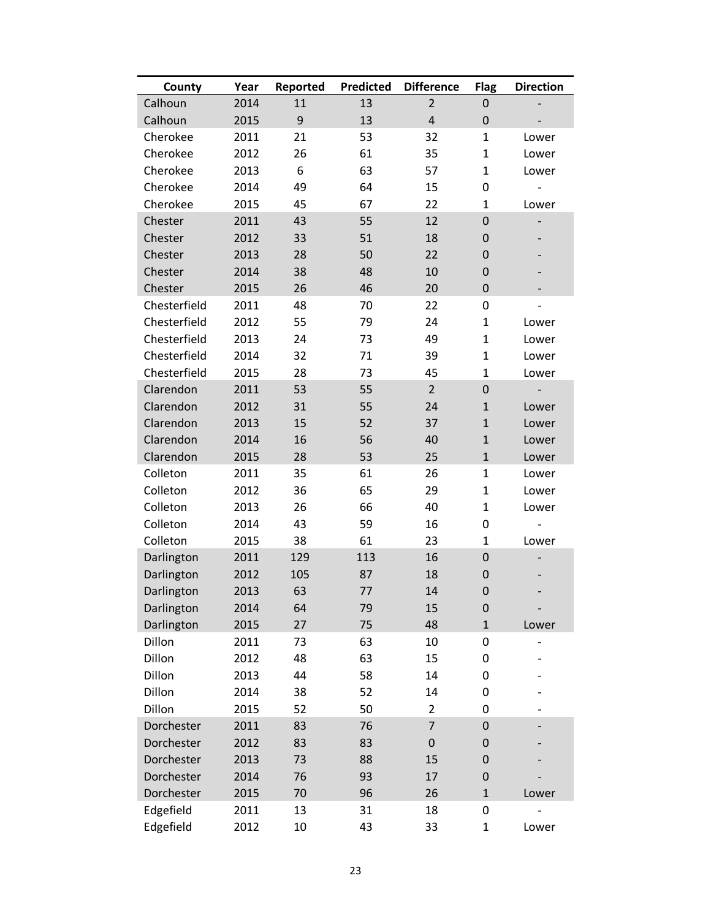| County | Year | Reported | Predicted | Difference | Flag | Direction |
|---|---|---|---|---|---|---|
| Calhoun | 2014 | 11 | 13 | 2 | 0 | - |
| Calhoun | 2015 | 9 | 13 | 4 | 0 | - |
| Cherokee | 2011 | 21 | 53 | 32 | 1 | Lower |
| Cherokee | 2012 | 26 | 61 | 35 | 1 | Lower |
| Cherokee | 2013 | 6 | 63 | 57 | 1 | Lower |
| Cherokee | 2014 | 49 | 64 | 15 | 0 | - |
| Cherokee | 2015 | 45 | 67 | 22 | 1 | Lower |
| Chester | 2011 | 43 | 55 | 12 | 0 | - |
| Chester | 2012 | 33 | 51 | 18 | 0 | - |
| Chester | 2013 | 28 | 50 | 22 | 0 | - |
| Chester | 2014 | 38 | 48 | 10 | 0 | - |
| Chester | 2015 | 26 | 46 | 20 | 0 | - |
| Chesterfield | 2011 | 48 | 70 | 22 | 0 | - |
| Chesterfield | 2012 | 55 | 79 | 24 | 1 | Lower |
| Chesterfield | 2013 | 24 | 73 | 49 | 1 | Lower |
| Chesterfield | 2014 | 32 | 71 | 39 | 1 | Lower |
| Chesterfield | 2015 | 28 | 73 | 45 | 1 | Lower |
| Clarendon | 2011 | 53 | 55 | 2 | 0 | - |
| Clarendon | 2012 | 31 | 55 | 24 | 1 | Lower |
| Clarendon | 2013 | 15 | 52 | 37 | 1 | Lower |
| Clarendon | 2014 | 16 | 56 | 40 | 1 | Lower |
| Clarendon | 2015 | 28 | 53 | 25 | 1 | Lower |
| Colleton | 2011 | 35 | 61 | 26 | 1 | Lower |
| Colleton | 2012 | 36 | 65 | 29 | 1 | Lower |
| Colleton | 2013 | 26 | 66 | 40 | 1 | Lower |
| Colleton | 2014 | 43 | 59 | 16 | 0 | - |
| Colleton | 2015 | 38 | 61 | 23 | 1 | Lower |
| Darlington | 2011 | 129 | 113 | 16 | 0 | - |
| Darlington | 2012 | 105 | 87 | 18 | 0 | - |
| Darlington | 2013 | 63 | 77 | 14 | 0 | - |
| Darlington | 2014 | 64 | 79 | 15 | 0 | - |
| Darlington | 2015 | 27 | 75 | 48 | 1 | Lower |
| Dillon | 2011 | 73 | 63 | 10 | 0 | - |
| Dillon | 2012 | 48 | 63 | 15 | 0 | - |
| Dillon | 2013 | 44 | 58 | 14 | 0 | - |
| Dillon | 2014 | 38 | 52 | 14 | 0 | - |
| Dillon | 2015 | 52 | 50 | 2 | 0 | - |
| Dorchester | 2011 | 83 | 76 | 7 | 0 | - |
| Dorchester | 2012 | 83 | 83 | 0 | 0 | - |
| Dorchester | 2013 | 73 | 88 | 15 | 0 | - |
| Dorchester | 2014 | 76 | 93 | 17 | 0 | - |
| Dorchester | 2015 | 70 | 96 | 26 | 1 | Lower |
| Edgefield | 2011 | 13 | 31 | 18 | 0 | - |
| Edgefield | 2012 | 10 | 43 | 33 | 1 | Lower |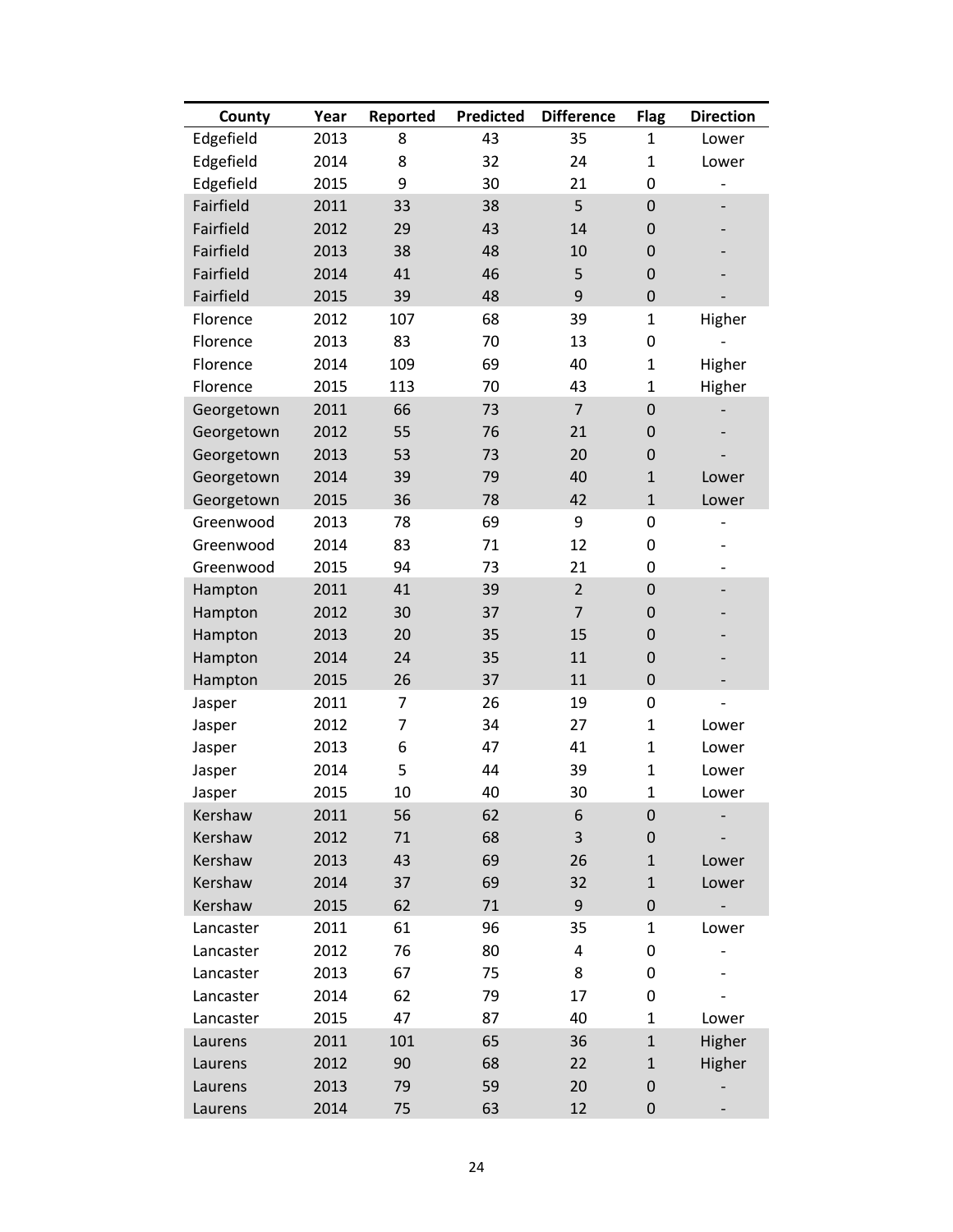| County | Year | Reported | Predicted | Difference | Flag | Direction |
|---|---|---|---|---|---|---|
| Edgefield | 2013 | 8 | 43 | 35 | 1 | Lower |
| Edgefield | 2014 | 8 | 32 | 24 | 1 | Lower |
| Edgefield | 2015 | 9 | 30 | 21 | 0 | - |
| Fairfield | 2011 | 33 | 38 | 5 | 0 | - |
| Fairfield | 2012 | 29 | 43 | 14 | 0 | - |
| Fairfield | 2013 | 38 | 48 | 10 | 0 | - |
| Fairfield | 2014 | 41 | 46 | 5 | 0 | - |
| Fairfield | 2015 | 39 | 48 | 9 | 0 | - |
| Florence | 2012 | 107 | 68 | 39 | 1 | Higher |
| Florence | 2013 | 83 | 70 | 13 | 0 | - |
| Florence | 2014 | 109 | 69 | 40 | 1 | Higher |
| Florence | 2015 | 113 | 70 | 43 | 1 | Higher |
| Georgetown | 2011 | 66 | 73 | 7 | 0 | - |
| Georgetown | 2012 | 55 | 76 | 21 | 0 | - |
| Georgetown | 2013 | 53 | 73 | 20 | 0 | - |
| Georgetown | 2014 | 39 | 79 | 40 | 1 | Lower |
| Georgetown | 2015 | 36 | 78 | 42 | 1 | Lower |
| Greenwood | 2013 | 78 | 69 | 9 | 0 | - |
| Greenwood | 2014 | 83 | 71 | 12 | 0 | - |
| Greenwood | 2015 | 94 | 73 | 21 | 0 | - |
| Hampton | 2011 | 41 | 39 | 2 | 0 | - |
| Hampton | 2012 | 30 | 37 | 7 | 0 | - |
| Hampton | 2013 | 20 | 35 | 15 | 0 | - |
| Hampton | 2014 | 24 | 35 | 11 | 0 | - |
| Hampton | 2015 | 26 | 37 | 11 | 0 | - |
| Jasper | 2011 | 7 | 26 | 19 | 0 | - |
| Jasper | 2012 | 7 | 34 | 27 | 1 | Lower |
| Jasper | 2013 | 6 | 47 | 41 | 1 | Lower |
| Jasper | 2014 | 5 | 44 | 39 | 1 | Lower |
| Jasper | 2015 | 10 | 40 | 30 | 1 | Lower |
| Kershaw | 2011 | 56 | 62 | 6 | 0 | - |
| Kershaw | 2012 | 71 | 68 | 3 | 0 | - |
| Kershaw | 2013 | 43 | 69 | 26 | 1 | Lower |
| Kershaw | 2014 | 37 | 69 | 32 | 1 | Lower |
| Kershaw | 2015 | 62 | 71 | 9 | 0 | - |
| Lancaster | 2011 | 61 | 96 | 35 | 1 | Lower |
| Lancaster | 2012 | 76 | 80 | 4 | 0 | - |
| Lancaster | 2013 | 67 | 75 | 8 | 0 | - |
| Lancaster | 2014 | 62 | 79 | 17 | 0 | - |
| Lancaster | 2015 | 47 | 87 | 40 | 1 | Lower |
| Laurens | 2011 | 101 | 65 | 36 | 1 | Higher |
| Laurens | 2012 | 90 | 68 | 22 | 1 | Higher |
| Laurens | 2013 | 79 | 59 | 20 | 0 | - |
| Laurens | 2014 | 75 | 63 | 12 | 0 | - |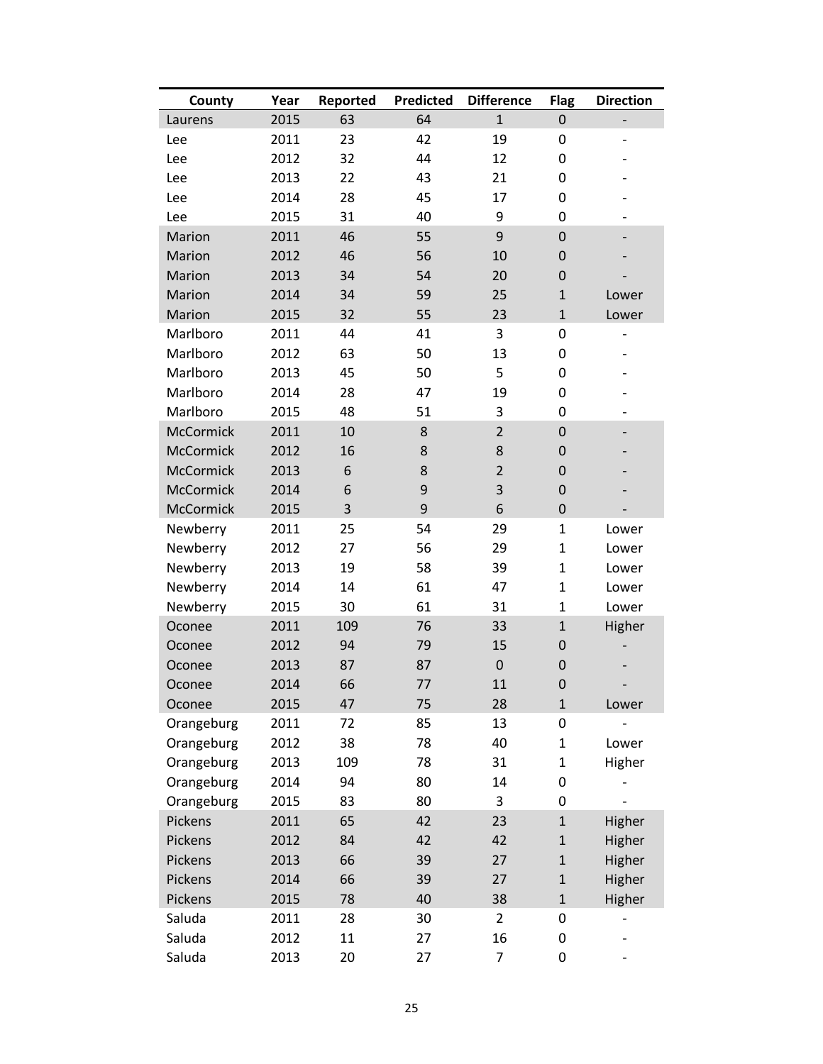| County | Year | Reported | Predicted | Difference | Flag | Direction |
|---|---|---|---|---|---|---|
| Laurens | 2015 | 63 | 64 | 1 | 0 | - |
| Lee | 2011 | 23 | 42 | 19 | 0 | - |
| Lee | 2012 | 32 | 44 | 12 | 0 | - |
| Lee | 2013 | 22 | 43 | 21 | 0 | - |
| Lee | 2014 | 28 | 45 | 17 | 0 | - |
| Lee | 2015 | 31 | 40 | 9 | 0 | - |
| Marion | 2011 | 46 | 55 | 9 | 0 | - |
| Marion | 2012 | 46 | 56 | 10 | 0 | - |
| Marion | 2013 | 34 | 54 | 20 | 0 | - |
| Marion | 2014 | 34 | 59 | 25 | 1 | Lower |
| Marion | 2015 | 32 | 55 | 23 | 1 | Lower |
| Marlboro | 2011 | 44 | 41 | 3 | 0 | - |
| Marlboro | 2012 | 63 | 50 | 13 | 0 | - |
| Marlboro | 2013 | 45 | 50 | 5 | 0 | - |
| Marlboro | 2014 | 28 | 47 | 19 | 0 | - |
| Marlboro | 2015 | 48 | 51 | 3 | 0 | - |
| McCormick | 2011 | 10 | 8 | 2 | 0 | - |
| McCormick | 2012 | 16 | 8 | 8 | 0 | - |
| McCormick | 2013 | 6 | 8 | 2 | 0 | - |
| McCormick | 2014 | 6 | 9 | 3 | 0 | - |
| McCormick | 2015 | 3 | 9 | 6 | 0 | - |
| Newberry | 2011 | 25 | 54 | 29 | 1 | Lower |
| Newberry | 2012 | 27 | 56 | 29 | 1 | Lower |
| Newberry | 2013 | 19 | 58 | 39 | 1 | Lower |
| Newberry | 2014 | 14 | 61 | 47 | 1 | Lower |
| Newberry | 2015 | 30 | 61 | 31 | 1 | Lower |
| Oconee | 2011 | 109 | 76 | 33 | 1 | Higher |
| Oconee | 2012 | 94 | 79 | 15 | 0 | - |
| Oconee | 2013 | 87 | 87 | 0 | 0 | - |
| Oconee | 2014 | 66 | 77 | 11 | 0 | - |
| Oconee | 2015 | 47 | 75 | 28 | 1 | Lower |
| Orangeburg | 2011 | 72 | 85 | 13 | 0 | - |
| Orangeburg | 2012 | 38 | 78 | 40 | 1 | Lower |
| Orangeburg | 2013 | 109 | 78 | 31 | 1 | Higher |
| Orangeburg | 2014 | 94 | 80 | 14 | 0 | - |
| Orangeburg | 2015 | 83 | 80 | 3 | 0 | - |
| Pickens | 2011 | 65 | 42 | 23 | 1 | Higher |
| Pickens | 2012 | 84 | 42 | 42 | 1 | Higher |
| Pickens | 2013 | 66 | 39 | 27 | 1 | Higher |
| Pickens | 2014 | 66 | 39 | 27 | 1 | Higher |
| Pickens | 2015 | 78 | 40 | 38 | 1 | Higher |
| Saluda | 2011 | 28 | 30 | 2 | 0 | - |
| Saluda | 2012 | 11 | 27 | 16 | 0 | - |
| Saluda | 2013 | 20 | 27 | 7 | 0 | - |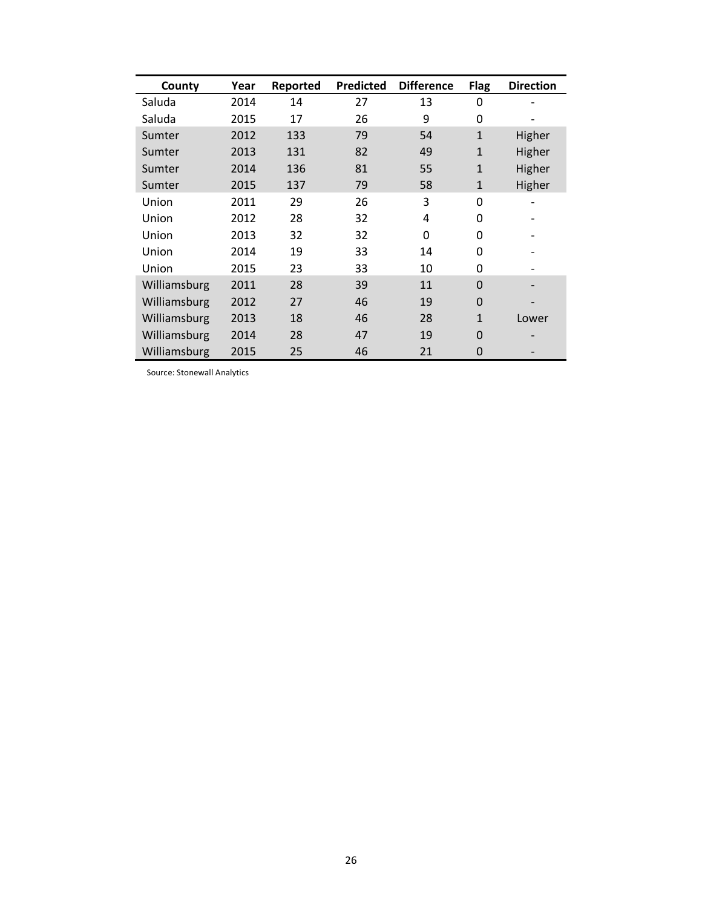| County | Year | Reported | Predicted | Difference | Flag | Direction |
|---|---|---|---|---|---|---|
| Saluda | 2014 | 14 | 27 | 13 | 0 | - |
| Saluda | 2015 | 17 | 26 | 9 | 0 | - |
| Sumter | 2012 | 133 | 79 | 54 | 1 | Higher |
| Sumter | 2013 | 131 | 82 | 49 | 1 | Higher |
| Sumter | 2014 | 136 | 81 | 55 | 1 | Higher |
| Sumter | 2015 | 137 | 79 | 58 | 1 | Higher |
| Union | 2011 | 29 | 26 | 3 | 0 | - |
| Union | 2012 | 28 | 32 | 4 | 0 | - |
| Union | 2013 | 32 | 32 | 0 | 0 | - |
| Union | 2014 | 19 | 33 | 14 | 0 | - |
| Union | 2015 | 23 | 33 | 10 | 0 | - |
| Williamsburg | 2011 | 28 | 39 | 11 | 0 | - |
| Williamsburg | 2012 | 27 | 46 | 19 | 0 | - |
| Williamsburg | 2013 | 18 | 46 | 28 | 1 | Lower |
| Williamsburg | 2014 | 28 | 47 | 19 | 0 | - |
| Williamsburg | 2015 | 25 | 46 | 21 | 0 | - |

Source: Stonewall Analytics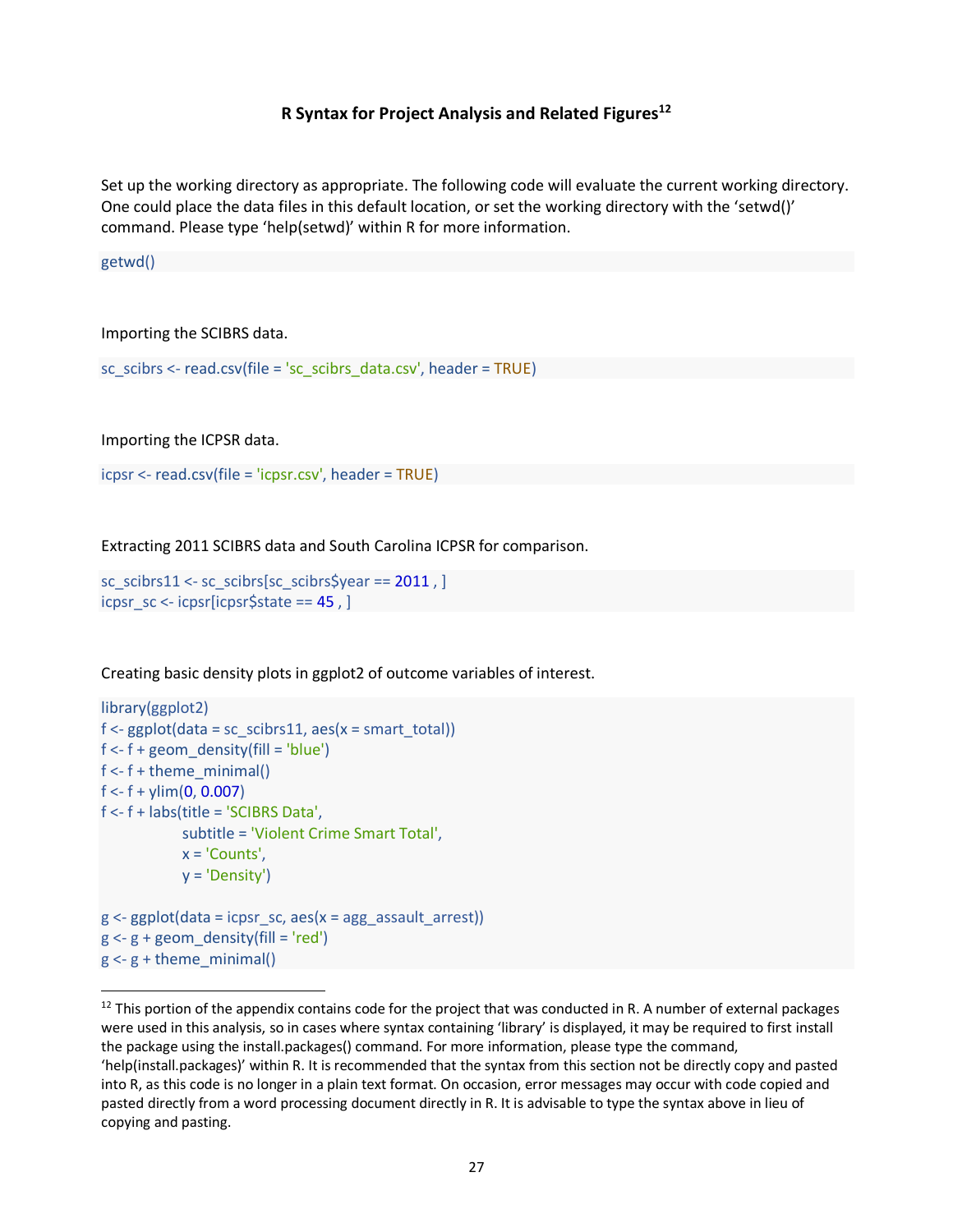### R Syntax for Project Analysis and Related Figures[12]

Set up the working directory as appropriate. The following code will evaluate the current working directory. One could place the data files in this default location, or set the working directory with the 'setwd()' command. Please type 'help(setwd)' within R for more information.

```
getwd()
```

Importing the SCIBRS data.

```
sc_scibrs <- read.csv(file = 'sc_scibrs_data.csv', header = TRUE)
```

Importing the ICPSR data.

```
icpsr <- read.csv(file = 'icpsr.csv', header = TRUE)
```

Extracting 2011 SCIBRS data and South Carolina ICPSR for comparison.

```
sc_scibrs11 <- sc_scibrs[sc_scibrs$year == 2011 , ]
icpsr_sc <- icpsr[icpsr$state == 45 , ]
```

Creating basic density plots in ggplot2 of outcome variables of interest.

```
library(ggplot2)
f <- ggplot(data = sc_scibrs11, aes(x = smart_total))
f <- f + geom_density(fill = 'blue')
f <- f + theme_minimal()
f <- f + ylim(0, 0.007)
f <- f + labs(title = 'SCIBRS Data',
        subtitle = 'Violent Crime Smart Total',
        x = 'Counts',
        y = 'Density')

g <- ggplot(data = icpsr_sc, aes(x = agg_assault_arrest))
g <- g + geom_density(fill = 'red')
g <- g + theme_minimal()
```

[12] This portion of the appendix contains code for the project that was conducted in R. A number of external packages were used in this analysis, so in cases where syntax containing 'library' is displayed, it may be required to first install the package using the install.packages() command. For more information, please type the command, 'help(install.packages)' within R. It is recommended that the syntax from this section not be directly copy and pasted into R, as this code is no longer in a plain text format. On occasion, error messages may occur with code copied and pasted directly from a word processing document directly in R. It is advisable to type the syntax above in lieu of copying and pasting.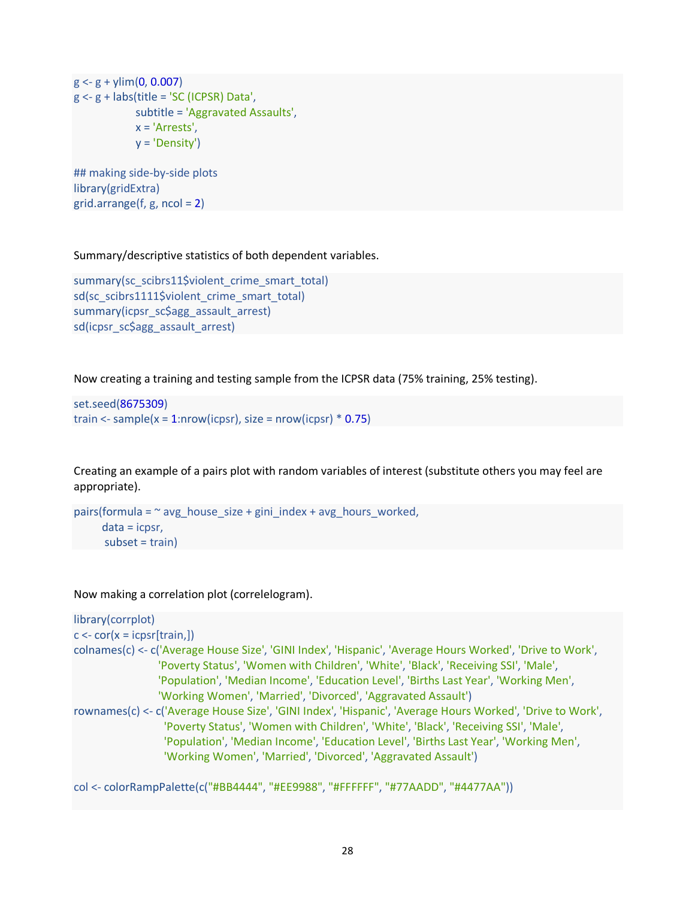```
g <- g + ylim(0, 0.007)
g <- g + labs(title = 'SC (ICPSR) Data',
              subtitle = 'Aggravated Assaults',
              x = 'Arrests',
              y = 'Density')

## making side-by-side plots
library(gridExtra)
grid.arrange(f, g, ncol = 2)
```

Summary/descriptive statistics of both dependent variables.

```
summary(sc_scibrs11$violent_crime_smart_total)
sd(sc_scibrs1111$violent_crime_smart_total)
summary(icpsr_sc$agg_assault_arrest)
sd(icpsr_sc$agg_assault_arrest)
```

Now creating a training and testing sample from the ICPSR data (75% training, 25% testing).

```
set.seed(8675309)
train <- sample(x = 1:nrow(icpsr), size = nrow(icpsr) * 0.75)
```

Creating an example of a pairs plot with random variables of interest (substitute others you may feel are appropriate).

```
pairs(formula = ~ avg_house_size + gini_index + avg_hours_worked,
      data = icpsr,
       subset = train)
```

Now making a correlation plot (correlelogram).

```
library(corrplot)
c <- cor(x = icpsr[train,])
colnames(c) <- c('Average House Size', 'GINI Index', 'Hispanic', 'Average Hours Worked', 'Drive to Work',
                 'Poverty Status', 'Women with Children', 'White', 'Black', 'Receiving SSI', 'Male',
                 'Population', 'Median Income', 'Education Level', 'Births Last Year', 'Working Men',
                 'Working Women', 'Married', 'Divorced', 'Aggravated Assault')
rownames(c) <- c('Average House Size', 'GINI Index', 'Hispanic', 'Average Hours Worked', 'Drive to Work',
                  'Poverty Status', 'Women with Children', 'White', 'Black', 'Receiving SSI', 'Male',
                  'Population', 'Median Income', 'Education Level', 'Births Last Year', 'Working Men',
                  'Working Women', 'Married', 'Divorced', 'Aggravated Assault')

col <- colorRampPalette(c("#BB4444", "#EE9988", "#FFFFFF", "#77AADD", "#4477AA"))
```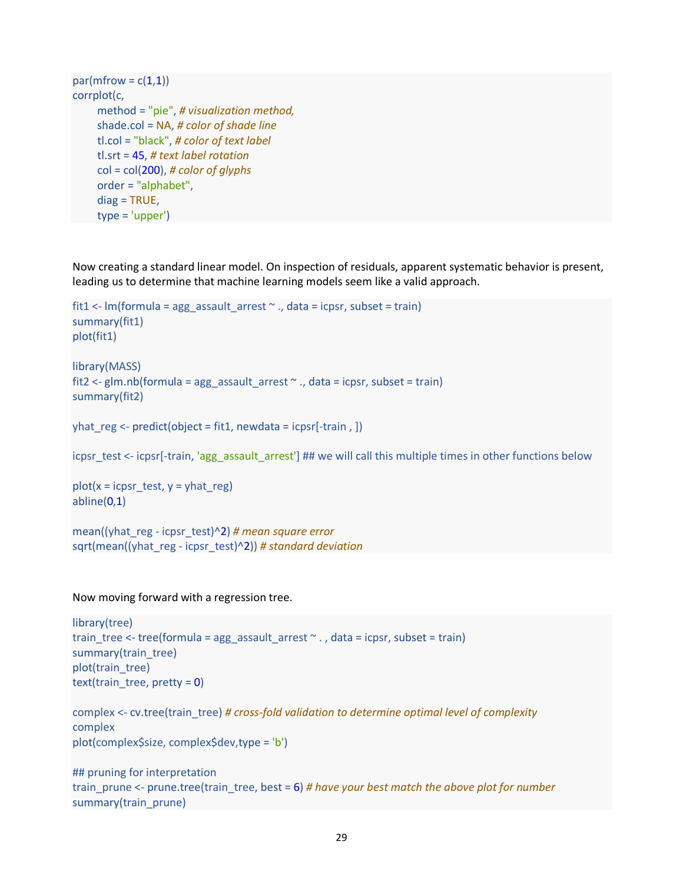```
par(mfrow = c(1,1))
corrplot(c,
       method = "pie", # visualization method,
       shade.col = NA, # color of shade line
       tl.col = "black", # color of text label
       tl.srt = 45, # text label rotation
       col = col(200), # color of glyphs
       order = "alphabet",
       diag = TRUE,
       type = 'upper')
```

Now creating a standard linear model. On inspection of residuals, apparent systematic behavior is present, leading us to determine that machine learning models seem like a valid approach.

```
fit1 <- lm(formula = agg_assault_arrest ~ ., data = icpsr, subset = train)
summary(fit1)
plot(fit1)

library(MASS)
fit2 <- glm.nb(formula = agg_assault_arrest ~ ., data = icpsr, subset = train)
summary(fit2)

yhat_reg <- predict(object = fit1, newdata = icpsr[-train , ])

icpsr_test <- icpsr[-train, 'agg_assault_arrest'] ## we will call this multiple times in other functions below

plot(x = icpsr_test, y = yhat_reg)
abline(0,1)

mean((yhat_reg - icpsr_test)^2) # mean square error
sqrt(mean((yhat_reg - icpsr_test)^2)) # standard deviation
```

Now moving forward with a regression tree.

```
library(tree)
train_tree <- tree(formula = agg_assault_arrest ~ . , data = icpsr, subset = train)
summary(train_tree)
plot(train_tree)
text(train_tree, pretty = 0)

complex <- cv.tree(train_tree) # cross-fold validation to determine optimal level of complexity
complex
plot(complex$size, complex$dev,type = 'b')

## pruning for interpretation
train_prune <- prune.tree(train_tree, best = 6) # have your best match the above plot for number
summary(train_prune)
```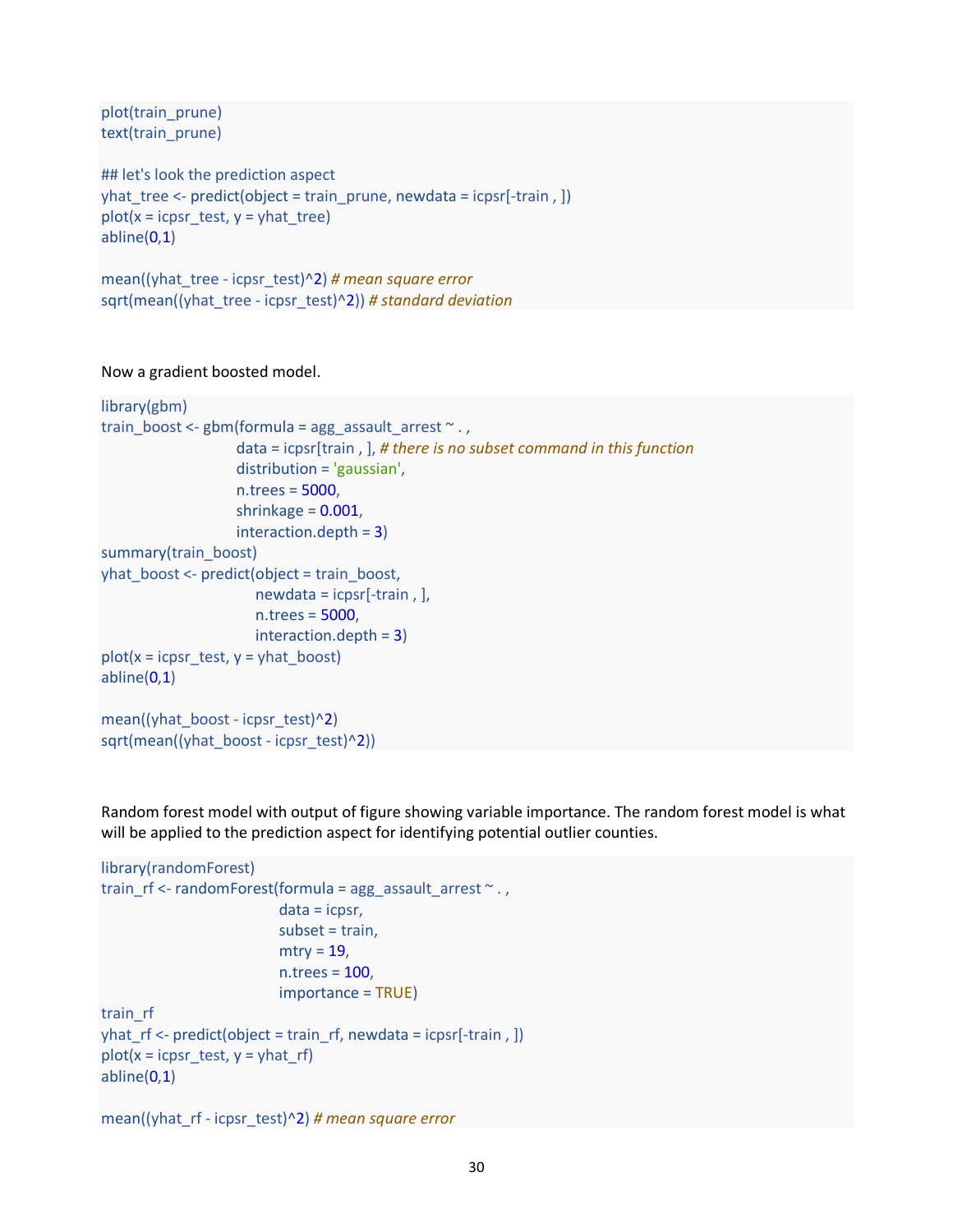```
plot(train_prune)
text(train_prune)

## let's look the prediction aspect
yhat_tree <- predict(object = train_prune, newdata = icpsr[-train , ])
plot(x = icpsr_test, y = yhat_tree)
abline(0,1)

mean((yhat_tree - icpsr_test)^2) # mean square error
sqrt(mean((yhat_tree - icpsr_test)^2)) # standard deviation
```

Now a gradient boosted model.

```
library(gbm)
train_boost <- gbm(formula = agg_assault_arrest ~ . ,
                   data = icpsr[train , ], # there is no subset command in this function
                   distribution = 'gaussian',
                   n.trees = 5000,
                   shrinkage = 0.001,
                   interaction.depth = 3)
summary(train_boost)
yhat_boost <- predict(object = train_boost,
                      newdata = icpsr[-train , ],
                      n.trees = 5000,
                      interaction.depth = 3)
plot(x = icpsr_test, y = yhat_boost)
abline(0,1)

mean((yhat_boost - icpsr_test)^2)
sqrt(mean((yhat_boost - icpsr_test)^2))
```

Random forest model with output of figure showing variable importance. The random forest model is what will be applied to the prediction aspect for identifying potential outlier counties.

```
library(randomForest)
train_rf <- randomForest(formula = agg_assault_arrest ~ . ,
                         data = icpsr,
                         subset = train,
                         mtry = 19,
                         n.trees = 100,
                         importance = TRUE)
train_rf
yhat_rf <- predict(object = train_rf, newdata = icpsr[-train , ])
plot(x = icpsr_test, y = yhat_rf)
abline(0,1)

mean((yhat_rf - icpsr_test)^2) # mean square error
```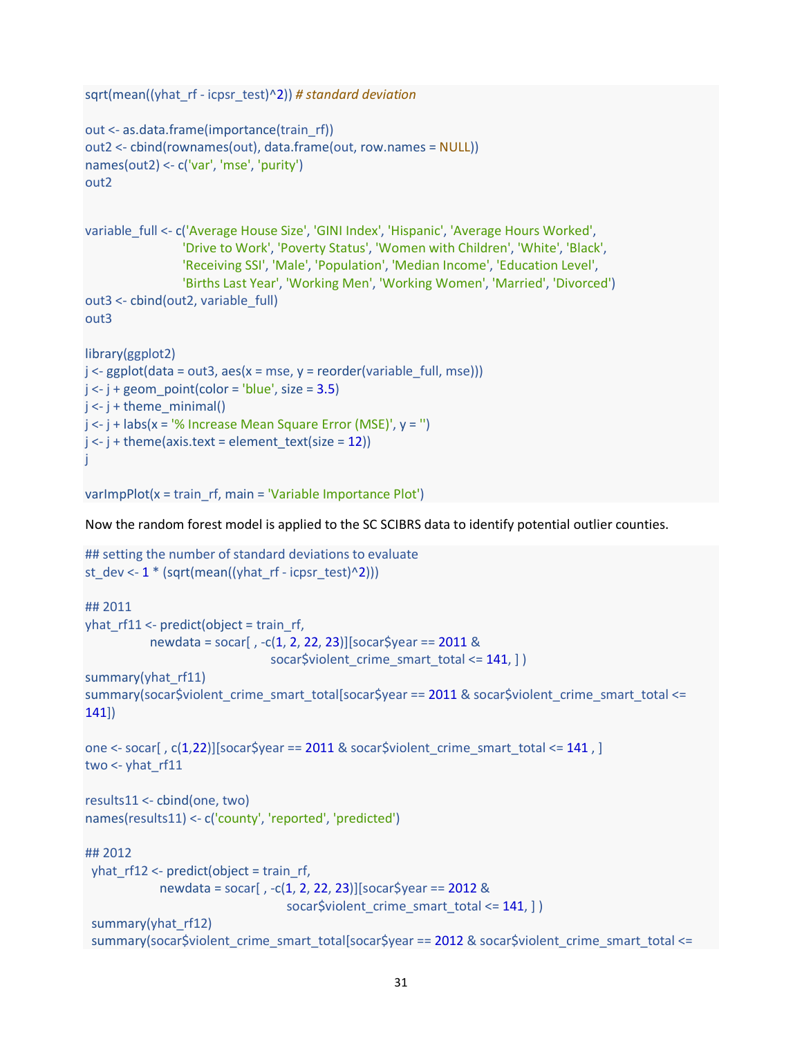```
sqrt(mean((yhat_rf - icpsr_test)^2)) # standard deviation

out <- as.data.frame(importance(train_rf))
out2 <- cbind(rownames(out), data.frame(out, row.names = NULL))
names(out2) <- c('var', 'mse', 'purity')
out2


variable_full <- c('Average House Size', 'GINI Index', 'Hispanic', 'Average Hours Worked',
                   'Drive to Work', 'Poverty Status', 'Women with Children', 'White', 'Black',
                   'Receiving SSI', 'Male', 'Population', 'Median Income', 'Education Level',
                   'Births Last Year', 'Working Men', 'Working Women', 'Married', 'Divorced')
out3 <- cbind(out2, variable_full)
out3

library(ggplot2)
j <- ggplot(data = out3, aes(x = mse, y = reorder(variable_full, mse)))
j <- j + geom_point(color = 'blue', size = 3.5)
j <- j + theme_minimal()
j <- j + labs(x = '% Increase Mean Square Error (MSE)', y = '')
j <- j + theme(axis.text = element_text(size = 12))
j

varImpPlot(x = train_rf, main = 'Variable Importance Plot')
```

Now the random forest model is applied to the SC SCIBRS data to identify potential outlier counties.

```
## setting the number of standard deviations to evaluate
st_dev <- 1 * (sqrt(mean((yhat_rf - icpsr_test)^2)))

## 2011
yhat_rf11 <- predict(object = train_rf,
              newdata = socar[ , -c(1, 2, 22, 23)][socar$year == 2011 &
                                    socar$violent_crime_smart_total <= 141, ] )
summary(yhat_rf11)
summary(socar$violent_crime_smart_total[socar$year == 2011 & socar$violent_crime_smart_total <=
141])

one <- socar[ , c(1,22)][socar$year == 2011 & socar$violent_crime_smart_total <= 141 , ]
two <- yhat_rf11

results11 <- cbind(one, two)
names(results11) <- c('county', 'reported', 'predicted')

## 2012
 yhat_rf12 <- predict(object = train_rf,
               newdata = socar[ , -c(1, 2, 22, 23)][socar$year == 2012 &
                                     socar$violent_crime_smart_total <= 141, ] )
 summary(yhat_rf12)
 summary(socar$violent_crime_smart_total[socar$year == 2012 & socar$violent_crime_smart_total <=
```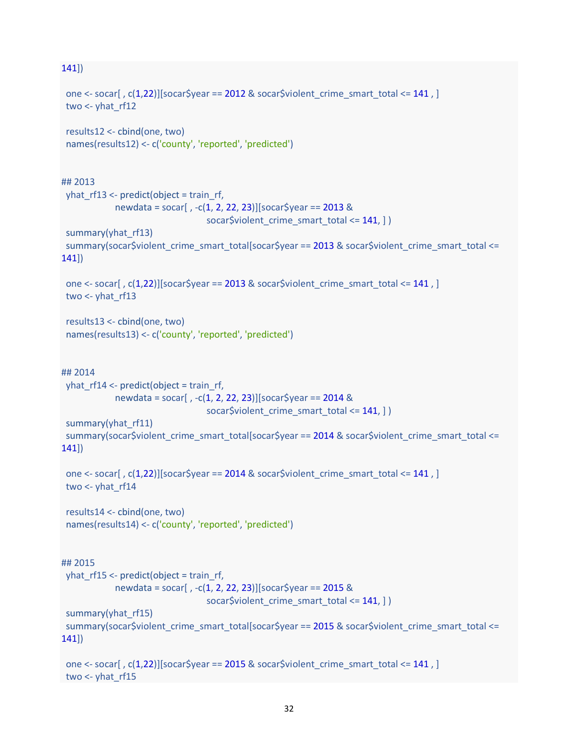```
141])

 one <- socar[ , c(1,22)][socar$year == 2012 & socar$violent_crime_smart_total <= 141 , ]
 two <- yhat_rf12

 results12 <- cbind(one, two)
 names(results12) <- c('county', 'reported', 'predicted')


## 2013
 yhat_rf13 <- predict(object = train_rf,
                  newdata = socar[ , -c(1, 2, 22, 23)][socar$year == 2013 &
                                               socar$violent_crime_smart_total <= 141, ] )
 summary(yhat_rf13)
 summary(socar$violent_crime_smart_total[socar$year == 2013 & socar$violent_crime_smart_total <=
141])

 one <- socar[ , c(1,22)][socar$year == 2013 & socar$violent_crime_smart_total <= 141 , ]
 two <- yhat_rf13

 results13 <- cbind(one, two)
 names(results13) <- c('county', 'reported', 'predicted')


## 2014
 yhat_rf14 <- predict(object = train_rf,
                  newdata = socar[ , -c(1, 2, 22, 23)][socar$year == 2014 &
                                               socar$violent_crime_smart_total <= 141, ] )
 summary(yhat_rf11)
 summary(socar$violent_crime_smart_total[socar$year == 2014 & socar$violent_crime_smart_total <=
141])

 one <- socar[ , c(1,22)][socar$year == 2014 & socar$violent_crime_smart_total <= 141 , ]
 two <- yhat_rf14

 results14 <- cbind(one, two)
 names(results14) <- c('county', 'reported', 'predicted')


## 2015
 yhat_rf15 <- predict(object = train_rf,
                  newdata = socar[ , -c(1, 2, 22, 23)][socar$year == 2015 &
                                               socar$violent_crime_smart_total <= 141, ] )
 summary(yhat_rf15)
 summary(socar$violent_crime_smart_total[socar$year == 2015 & socar$violent_crime_smart_total <=
141])

 one <- socar[ , c(1,22)][socar$year == 2015 & socar$violent_crime_smart_total <= 141 , ]
 two <- yhat_rf15
```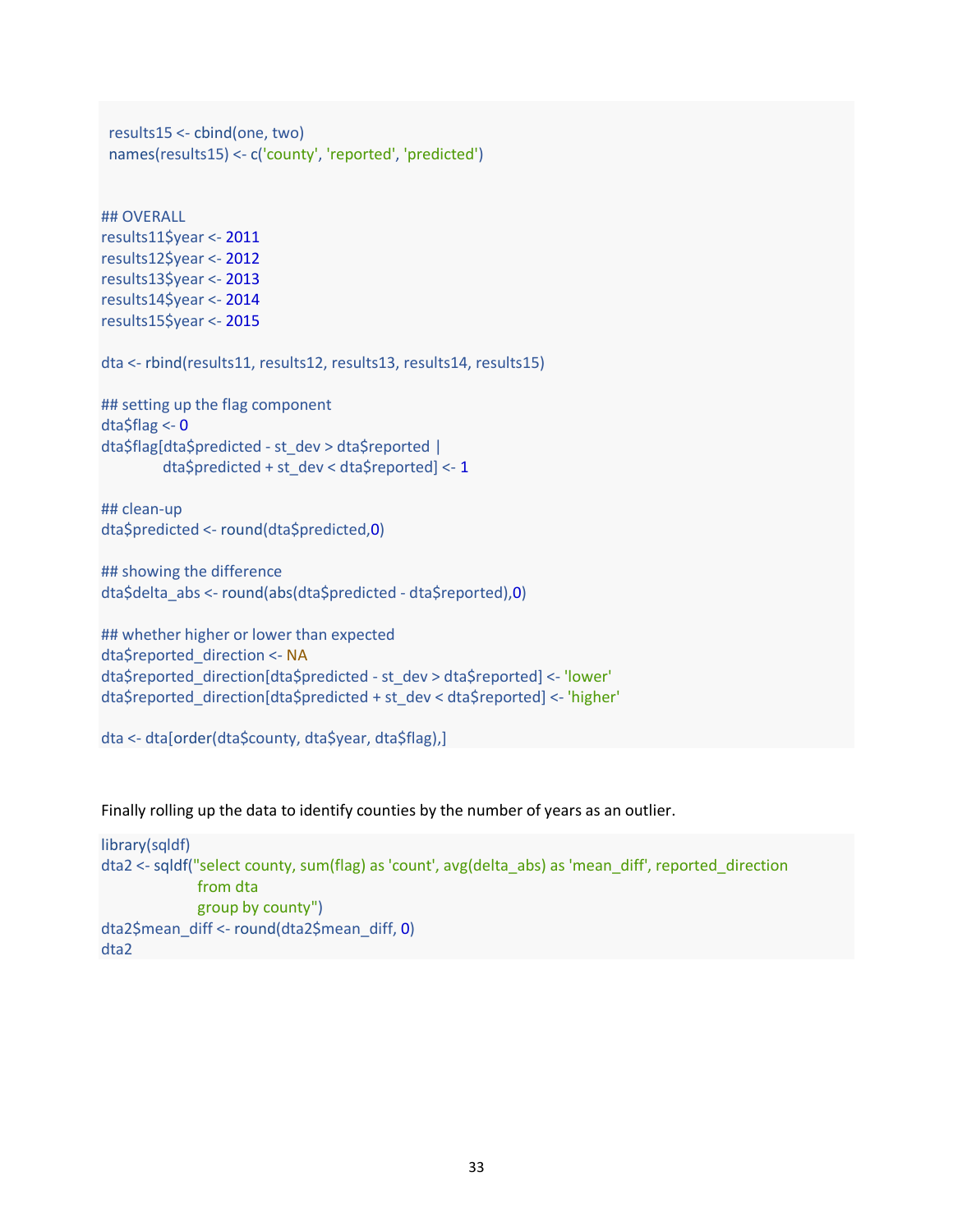```
 results15 <- cbind(one, two)
 names(results15) <- c('county', 'reported', 'predicted')


## OVERALL
results11$year <- 2011
results12$year <- 2012
results13$year <- 2013
results14$year <- 2014
results15$year <- 2015

dta <- rbind(results11, results12, results13, results14, results15)

## setting up the flag component
dta$flag <- 0
dta$flag[dta$predicted - st_dev > dta$reported |
         dta$predicted + st_dev < dta$reported] <- 1

## clean-up
dta$predicted <- round(dta$predicted,0)

## showing the difference
dta$delta_abs <- round(abs(dta$predicted - dta$reported),0)

## whether higher or lower than expected
dta$reported_direction <- NA
dta$reported_direction[dta$predicted - st_dev > dta$reported] <- 'lower'
dta$reported_direction[dta$predicted + st_dev < dta$reported] <- 'higher'

dta <- dta[order(dta$county, dta$year, dta$flag),]
```

Finally rolling up the data to identify counties by the number of years as an outlier.

```
library(sqldf)
dta2 <- sqldf("select county, sum(flag) as 'count', avg(delta_abs) as 'mean_diff', reported_direction
              from dta
              group by county")
dta2$mean_diff <- round(dta2$mean_diff, 0)
dta2
```